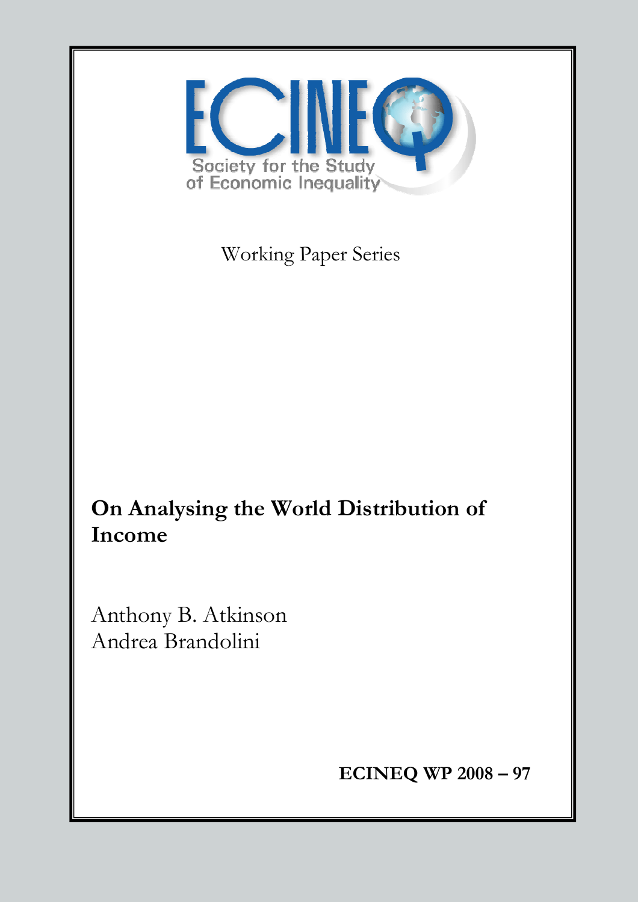ECINEQ

Society for the Study of Economic Inequality

Working Paper Series

# On Analysing the World Distribution of Income

Anthony B. Atkinson
Andrea Brandolini

**ECINEQ WP 2008 – 97**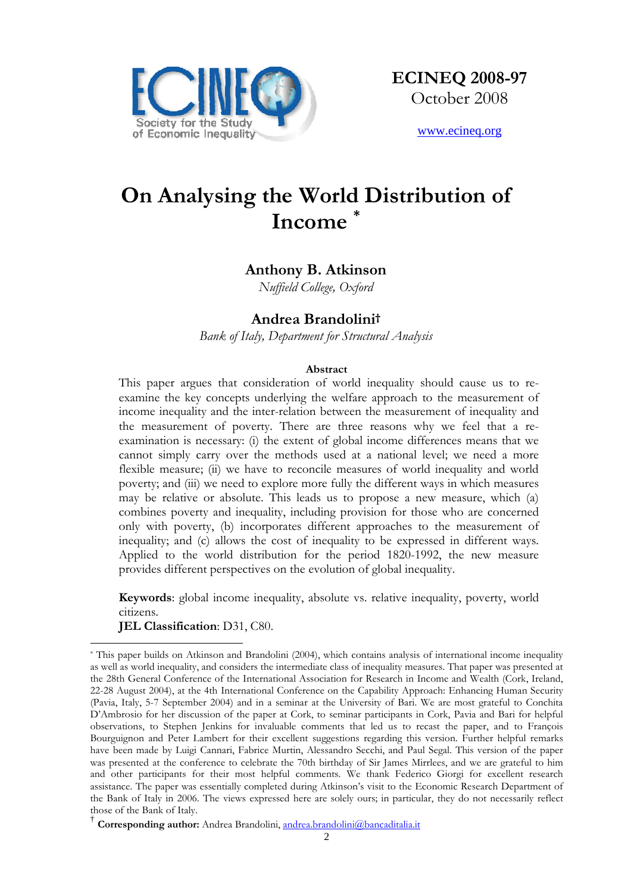**ECINEQ 2008-97**
October 2008

www.ecineq.org

# On Analysing the World Distribution of Income [*]

**Anthony B. Atkinson**
*Nuffield College, Oxford*

**Andrea Brandolini†**
*Bank of Italy, Department for Structural Analysis*

**Abstract**

This paper argues that consideration of world inequality should cause us to re-examine the key concepts underlying the welfare approach to the measurement of income inequality and the inter-relation between the measurement of inequality and the measurement of poverty. There are three reasons why we feel that a re-examination is necessary: (i) the extent of global income differences means that we cannot simply carry over the methods used at a national level; we need a more flexible measure; (ii) we have to reconcile measures of world inequality and world poverty; and (iii) we need to explore more fully the different ways in which measures may be relative or absolute. This leads us to propose a new measure, which (a) combines poverty and inequality, including provision for those who are concerned only with poverty, (b) incorporates different approaches to the measurement of inequality; and (c) allows the cost of inequality to be expressed in different ways. Applied to the world distribution for the period 1820-1992, the new measure provides different perspectives on the evolution of global inequality.

**Keywords**: global income inequality, absolute vs. relative inequality, poverty, world citizens.
**JEL Classification**: D31, C80.

---

[*] This paper builds on Atkinson and Brandolini (2004), which contains analysis of international income inequality as well as world inequality, and considers the intermediate class of inequality measures. That paper was presented at the 28th General Conference of the International Association for Research in Income and Wealth (Cork, Ireland, 22-28 August 2004), at the 4th International Conference on the Capability Approach: Enhancing Human Security (Pavia, Italy, 5-7 September 2004) and in a seminar at the University of Bari. We are most grateful to Conchita D'Ambrosio for her discussion of the paper at Cork, to seminar participants in Cork, Pavia and Bari for helpful observations, to Stephen Jenkins for invaluable comments that led us to recast the paper, and to François Bourguignon and Peter Lambert for their excellent suggestions regarding this version. Further helpful remarks have been made by Luigi Cannari, Fabrice Murtin, Alessandro Secchi, and Paul Segal. This version of the paper was presented at the conference to celebrate the 70th birthday of Sir James Mirrlees, and we are grateful to him and other participants for their most helpful comments. We thank Federico Giorgi for excellent research assistance. The paper was essentially completed during Atkinson's visit to the Economic Research Department of the Bank of Italy in 2006. The views expressed here are solely ours; in particular, they do not necessarily reflect those of the Bank of Italy.

† **Corresponding author:** Andrea Brandolini, andrea.brandolini@bancaditalia.it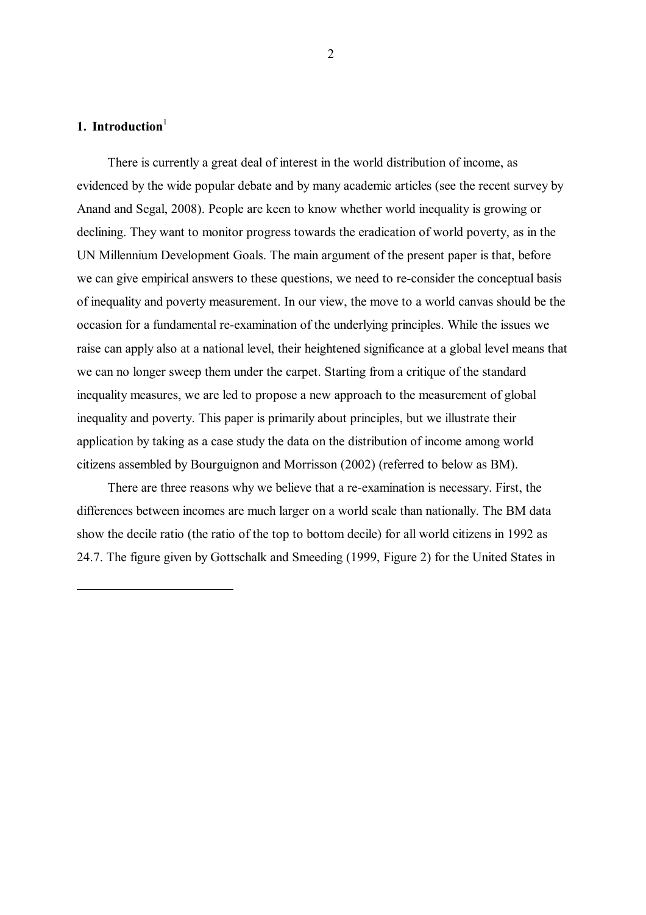## 1. Introduction[1]

There is currently a great deal of interest in the world distribution of income, as evidenced by the wide popular debate and by many academic articles (see the recent survey by Anand and Segal, 2008). People are keen to know whether world inequality is growing or declining. They want to monitor progress towards the eradication of world poverty, as in the UN Millennium Development Goals. The main argument of the present paper is that, before we can give empirical answers to these questions, we need to re-consider the conceptual basis of inequality and poverty measurement. In our view, the move to a world canvas should be the occasion for a fundamental re-examination of the underlying principles. While the issues we raise can apply also at a national level, their heightened significance at a global level means that we can no longer sweep them under the carpet. Starting from a critique of the standard inequality measures, we are led to propose a new approach to the measurement of global inequality and poverty. This paper is primarily about principles, but we illustrate their application by taking as a case study the data on the distribution of income among world citizens assembled by Bourguignon and Morrisson (2002) (referred to below as BM).

There are three reasons why we believe that a re-examination is necessary. First, the differences between incomes are much larger on a world scale than nationally. The BM data show the decile ratio (the ratio of the top to bottom decile) for all world citizens in 1992 as 24.7. The figure given by Gottschalk and Smeeding (1999, Figure 2) for the United States in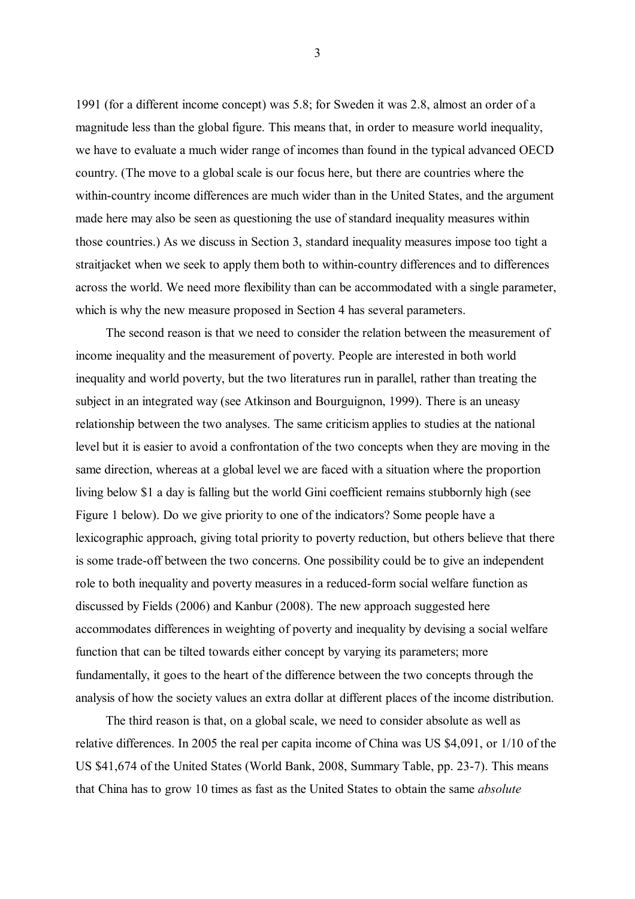1991 (for a different income concept) was 5.8; for Sweden it was 2.8, almost an order of a magnitude less than the global figure. This means that, in order to measure world inequality, we have to evaluate a much wider range of incomes than found in the typical advanced OECD country. (The move to a global scale is our focus here, but there are countries where the within-country income differences are much wider than in the United States, and the argument made here may also be seen as questioning the use of standard inequality measures within those countries.) As we discuss in Section 3, standard inequality measures impose too tight a straitjacket when we seek to apply them both to within-country differences and to differences across the world. We need more flexibility than can be accommodated with a single parameter, which is why the new measure proposed in Section 4 has several parameters.

The second reason is that we need to consider the relation between the measurement of income inequality and the measurement of poverty. People are interested in both world inequality and world poverty, but the two literatures run in parallel, rather than treating the subject in an integrated way (see Atkinson and Bourguignon, 1999). There is an uneasy relationship between the two analyses. The same criticism applies to studies at the national level but it is easier to avoid a confrontation of the two concepts when they are moving in the same direction, whereas at a global level we are faced with a situation where the proportion living below $1 a day is falling but the world Gini coefficient remains stubbornly high (see Figure 1 below). Do we give priority to one of the indicators? Some people have a lexicographic approach, giving total priority to poverty reduction, but others believe that there is some trade-off between the two concerns. One possibility could be to give an independent role to both inequality and poverty measures in a reduced-form social welfare function as discussed by Fields (2006) and Kanbur (2008). The new approach suggested here accommodates differences in weighting of poverty and inequality by devising a social welfare function that can be tilted towards either concept by varying its parameters; more fundamentally, it goes to the heart of the difference between the two concepts through the analysis of how the society values an extra dollar at different places of the income distribution.

The third reason is that, on a global scale, we need to consider absolute as well as relative differences. In 2005 the real per capita income of China was US $4,091, or 1/10 of the US $41,674 of the United States (World Bank, 2008, Summary Table, pp. 23-7). This means that China has to grow 10 times as fast as the United States to obtain the same *absolute*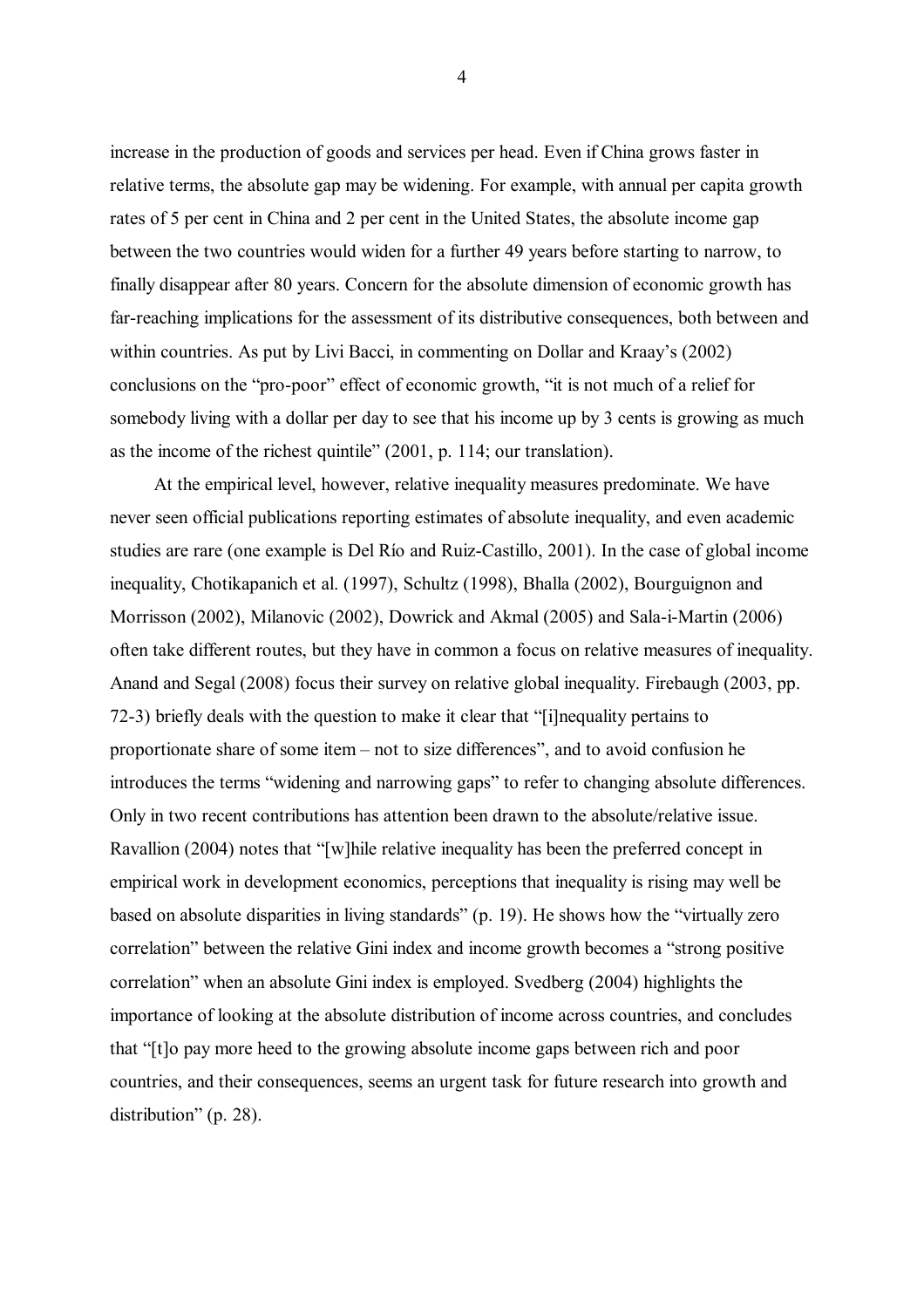increase in the production of goods and services per head. Even if China grows faster in relative terms, the absolute gap may be widening. For example, with annual per capita growth rates of 5 per cent in China and 2 per cent in the United States, the absolute income gap between the two countries would widen for a further 49 years before starting to narrow, to finally disappear after 80 years. Concern for the absolute dimension of economic growth has far-reaching implications for the assessment of its distributive consequences, both between and within countries. As put by Livi Bacci, in commenting on Dollar and Kraay's (2002) conclusions on the "pro-poor" effect of economic growth, "it is not much of a relief for somebody living with a dollar per day to see that his income up by 3 cents is growing as much as the income of the richest quintile" (2001, p. 114; our translation).

At the empirical level, however, relative inequality measures predominate. We have never seen official publications reporting estimates of absolute inequality, and even academic studies are rare (one example is Del Río and Ruiz-Castillo, 2001). In the case of global income inequality, Chotikapanich et al. (1997), Schultz (1998), Bhalla (2002), Bourguignon and Morrisson (2002), Milanovic (2002), Dowrick and Akmal (2005) and Sala-i-Martin (2006) often take different routes, but they have in common a focus on relative measures of inequality. Anand and Segal (2008) focus their survey on relative global inequality. Firebaugh (2003, pp. 72-3) briefly deals with the question to make it clear that "[i]nequality pertains to proportionate share of some item – not to size differences", and to avoid confusion he introduces the terms "widening and narrowing gaps" to refer to changing absolute differences. Only in two recent contributions has attention been drawn to the absolute/relative issue. Ravallion (2004) notes that "[w]hile relative inequality has been the preferred concept in empirical work in development economics, perceptions that inequality is rising may well be based on absolute disparities in living standards" (p. 19). He shows how the "virtually zero correlation" between the relative Gini index and income growth becomes a "strong positive correlation" when an absolute Gini index is employed. Svedberg (2004) highlights the importance of looking at the absolute distribution of income across countries, and concludes that "[t]o pay more heed to the growing absolute income gaps between rich and poor countries, and their consequences, seems an urgent task for future research into growth and distribution" (p. 28).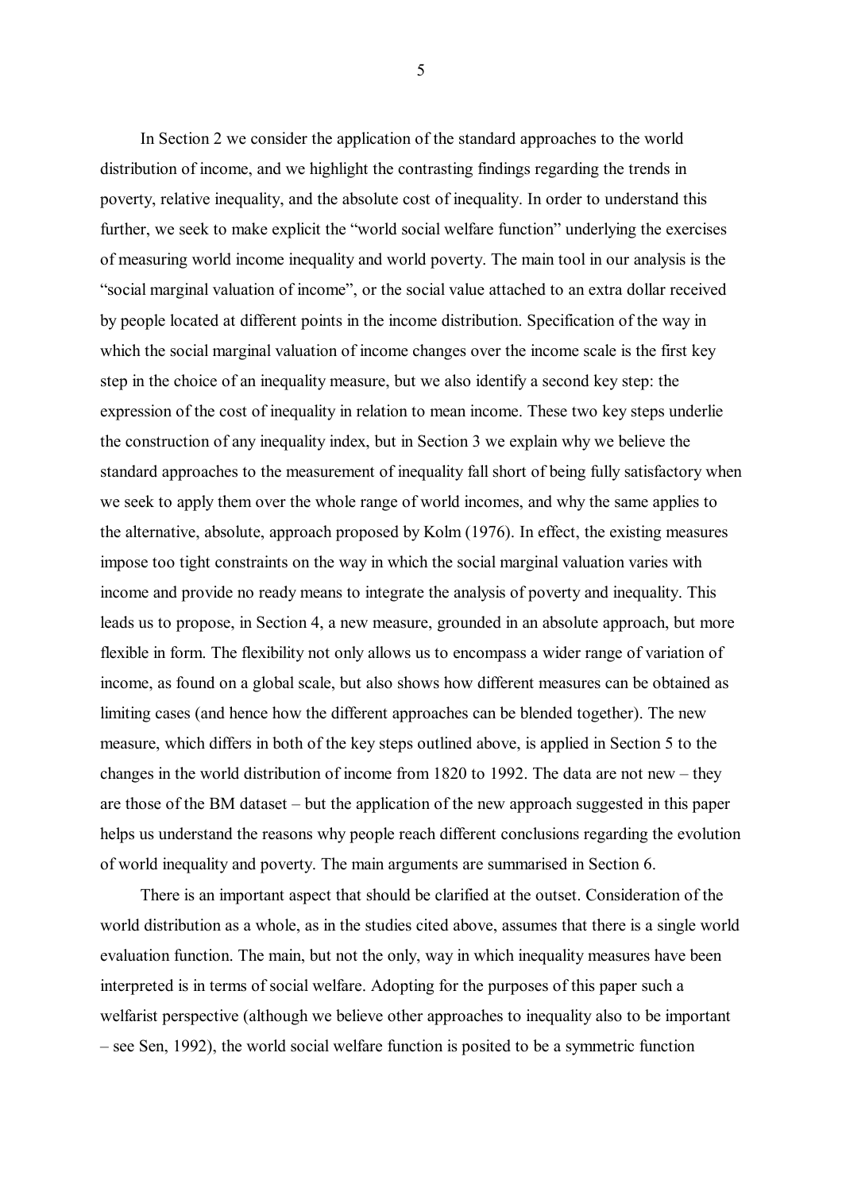In Section 2 we consider the application of the standard approaches to the world distribution of income, and we highlight the contrasting findings regarding the trends in poverty, relative inequality, and the absolute cost of inequality. In order to understand this further, we seek to make explicit the "world social welfare function" underlying the exercises of measuring world income inequality and world poverty. The main tool in our analysis is the "social marginal valuation of income", or the social value attached to an extra dollar received by people located at different points in the income distribution. Specification of the way in which the social marginal valuation of income changes over the income scale is the first key step in the choice of an inequality measure, but we also identify a second key step: the expression of the cost of inequality in relation to mean income. These two key steps underlie the construction of any inequality index, but in Section 3 we explain why we believe the standard approaches to the measurement of inequality fall short of being fully satisfactory when we seek to apply them over the whole range of world incomes, and why the same applies to the alternative, absolute, approach proposed by Kolm (1976). In effect, the existing measures impose too tight constraints on the way in which the social marginal valuation varies with income and provide no ready means to integrate the analysis of poverty and inequality. This leads us to propose, in Section 4, a new measure, grounded in an absolute approach, but more flexible in form. The flexibility not only allows us to encompass a wider range of variation of income, as found on a global scale, but also shows how different measures can be obtained as limiting cases (and hence how the different approaches can be blended together). The new measure, which differs in both of the key steps outlined above, is applied in Section 5 to the changes in the world distribution of income from 1820 to 1992. The data are not new – they are those of the BM dataset – but the application of the new approach suggested in this paper helps us understand the reasons why people reach different conclusions regarding the evolution of world inequality and poverty. The main arguments are summarised in Section 6.

There is an important aspect that should be clarified at the outset. Consideration of the world distribution as a whole, as in the studies cited above, assumes that there is a single world evaluation function. The main, but not the only, way in which inequality measures have been interpreted is in terms of social welfare. Adopting for the purposes of this paper such a welfarist perspective (although we believe other approaches to inequality also to be important – see Sen, 1992), the world social welfare function is posited to be a symmetric function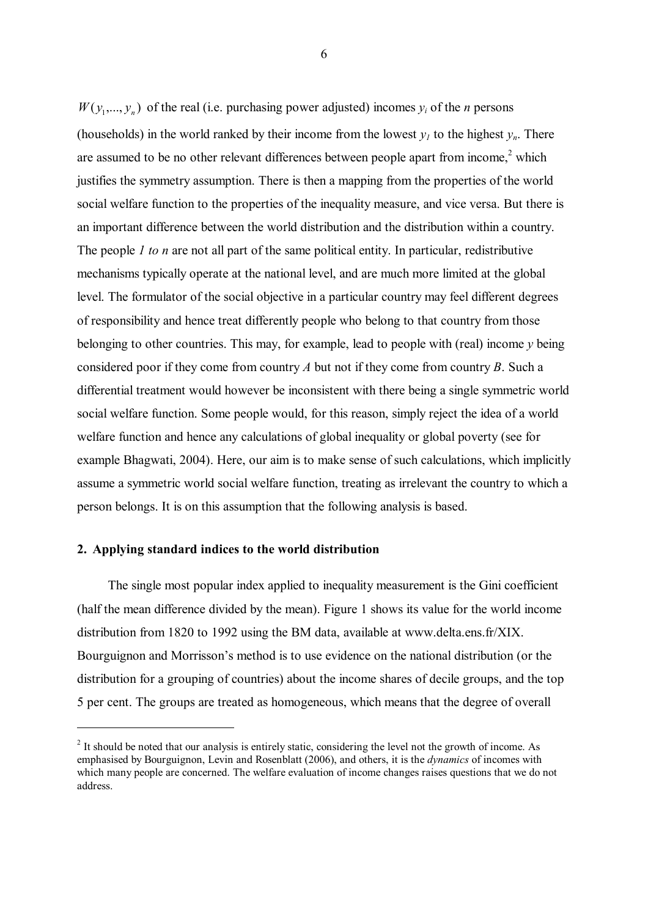$W(y_1,...,y_n)$ of the real (i.e. purchasing power adjusted) incomes $y_i$ of the $n$ persons (households) in the world ranked by their income from the lowest $y_1$ to the highest $y_n$. There are assumed to be no other relevant differences between people apart from income,[2] which justifies the symmetry assumption. There is then a mapping from the properties of the world social welfare function to the properties of the inequality measure, and vice versa. But there is an important difference between the world distribution and the distribution within a country. The people *1 to n* are not all part of the same political entity. In particular, redistributive mechanisms typically operate at the national level, and are much more limited at the global level. The formulator of the social objective in a particular country may feel different degrees of responsibility and hence treat differently people who belong to that country from those belonging to other countries. This may, for example, lead to people with (real) income $y$ being considered poor if they come from country $A$ but not if they come from country $B$. Such a differential treatment would however be inconsistent with there being a single symmetric world social welfare function. Some people would, for this reason, simply reject the idea of a world welfare function and hence any calculations of global inequality or global poverty (see for example Bhagwati, 2004). Here, our aim is to make sense of such calculations, which implicitly assume a symmetric world social welfare function, treating as irrelevant the country to which a person belongs. It is on this assumption that the following analysis is based.

## 2. Applying standard indices to the world distribution

The single most popular index applied to inequality measurement is the Gini coefficient (half the mean difference divided by the mean). Figure 1 shows its value for the world income distribution from 1820 to 1992 using the BM data, available at www.delta.ens.fr/XIX. Bourguignon and Morrisson's method is to use evidence on the national distribution (or the distribution for a grouping of countries) about the income shares of decile groups, and the top 5 per cent. The groups are treated as homogeneous, which means that the degree of overall

[2] It should be noted that our analysis is entirely static, considering the level not the growth of income. As emphasised by Bourguignon, Levin and Rosenblatt (2006), and others, it is the *dynamics* of incomes with which many people are concerned. The welfare evaluation of income changes raises questions that we do not address.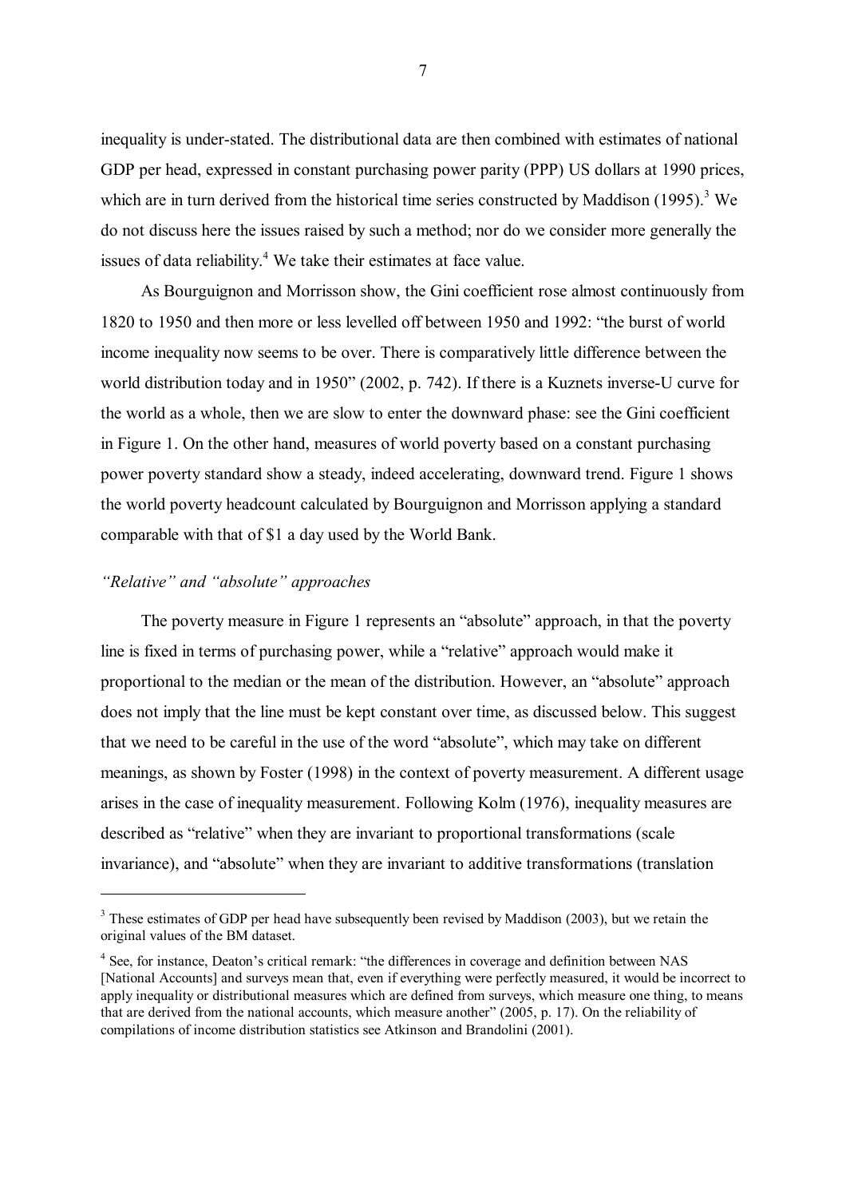inequality is under-stated. The distributional data are then combined with estimates of national GDP per head, expressed in constant purchasing power parity (PPP) US dollars at 1990 prices, which are in turn derived from the historical time series constructed by Maddison (1995).[3] We do not discuss here the issues raised by such a method; nor do we consider more generally the issues of data reliability.[4] We take their estimates at face value.

As Bourguignon and Morrisson show, the Gini coefficient rose almost continuously from 1820 to 1950 and then more or less levelled off between 1950 and 1992: "the burst of world income inequality now seems to be over. There is comparatively little difference between the world distribution today and in 1950" (2002, p. 742). If there is a Kuznets inverse-U curve for the world as a whole, then we are slow to enter the downward phase: see the Gini coefficient in Figure 1. On the other hand, measures of world poverty based on a constant purchasing power poverty standard show a steady, indeed accelerating, downward trend. Figure 1 shows the world poverty headcount calculated by Bourguignon and Morrisson applying a standard comparable with that of $1 a day used by the World Bank.

### *"Relative" and "absolute" approaches*

The poverty measure in Figure 1 represents an "absolute" approach, in that the poverty line is fixed in terms of purchasing power, while a "relative" approach would make it proportional to the median or the mean of the distribution. However, an "absolute" approach does not imply that the line must be kept constant over time, as discussed below. This suggest that we need to be careful in the use of the word "absolute", which may take on different meanings, as shown by Foster (1998) in the context of poverty measurement. A different usage arises in the case of inequality measurement. Following Kolm (1976), inequality measures are described as "relative" when they are invariant to proportional transformations (scale invariance), and "absolute" when they are invariant to additive transformations (translation

---

[3] These estimates of GDP per head have subsequently been revised by Maddison (2003), but we retain the original values of the BM dataset.

[4] See, for instance, Deaton's critical remark: "the differences in coverage and definition between NAS [National Accounts] and surveys mean that, even if everything were perfectly measured, it would be incorrect to apply inequality or distributional measures which are defined from surveys, which measure one thing, to means that are derived from the national accounts, which measure another" (2005, p. 17). On the reliability of compilations of income distribution statistics see Atkinson and Brandolini (2001).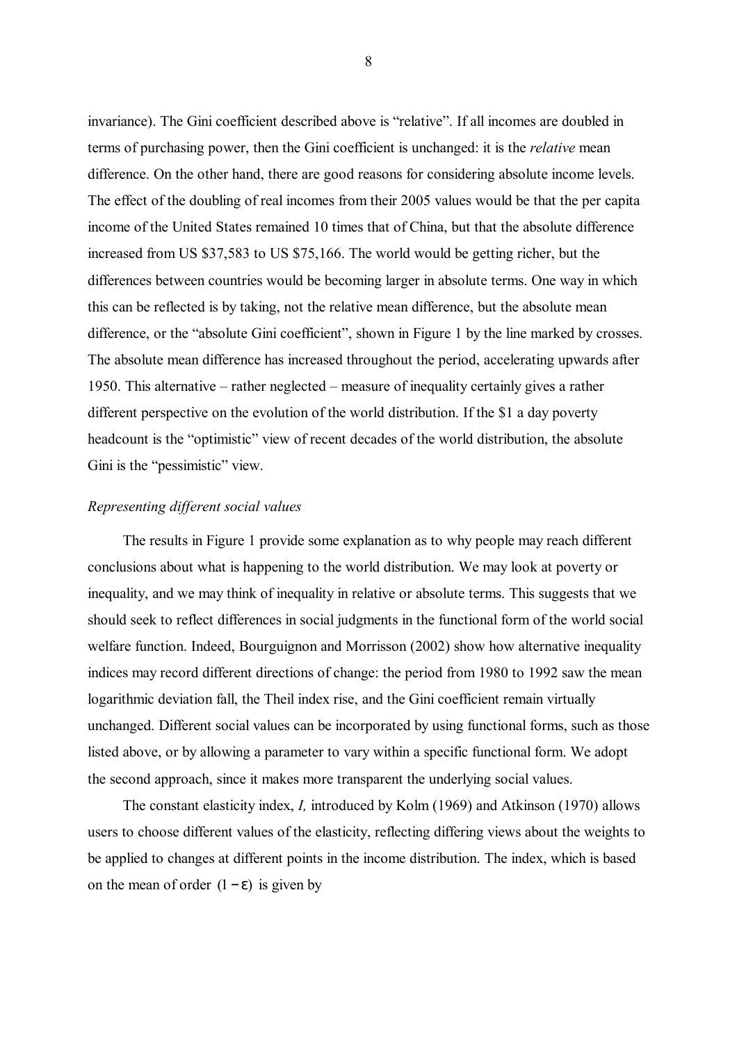invariance). The Gini coefficient described above is "relative". If all incomes are doubled in terms of purchasing power, then the Gini coefficient is unchanged: it is the *relative* mean difference. On the other hand, there are good reasons for considering absolute income levels. The effect of the doubling of real incomes from their 2005 values would be that the per capita income of the United States remained 10 times that of China, but that the absolute difference increased from US $37,583 to US $75,166. The world would be getting richer, but the differences between countries would be becoming larger in absolute terms. One way in which this can be reflected is by taking, not the relative mean difference, but the absolute mean difference, or the "absolute Gini coefficient", shown in Figure 1 by the line marked by crosses. The absolute mean difference has increased throughout the period, accelerating upwards after 1950. This alternative – rather neglected – measure of inequality certainly gives a rather different perspective on the evolution of the world distribution. If the $1 a day poverty headcount is the "optimistic" view of recent decades of the world distribution, the absolute Gini is the "pessimistic" view.

*Representing different social values*

The results in Figure 1 provide some explanation as to why people may reach different conclusions about what is happening to the world distribution. We may look at poverty or inequality, and we may think of inequality in relative or absolute terms. This suggests that we should seek to reflect differences in social judgments in the functional form of the world social welfare function. Indeed, Bourguignon and Morrisson (2002) show how alternative inequality indices may record different directions of change: the period from 1980 to 1992 saw the mean logarithmic deviation fall, the Theil index rise, and the Gini coefficient remain virtually unchanged. Different social values can be incorporated by using functional forms, such as those listed above, or by allowing a parameter to vary within a specific functional form. We adopt the second approach, since it makes more transparent the underlying social values.

The constant elasticity index, *I,* introduced by Kolm (1969) and Atkinson (1970) allows users to choose different values of the elasticity, reflecting differing views about the weights to be applied to changes at different points in the income distribution. The index, which is based on the mean of order $(1-\varepsilon)$ is given by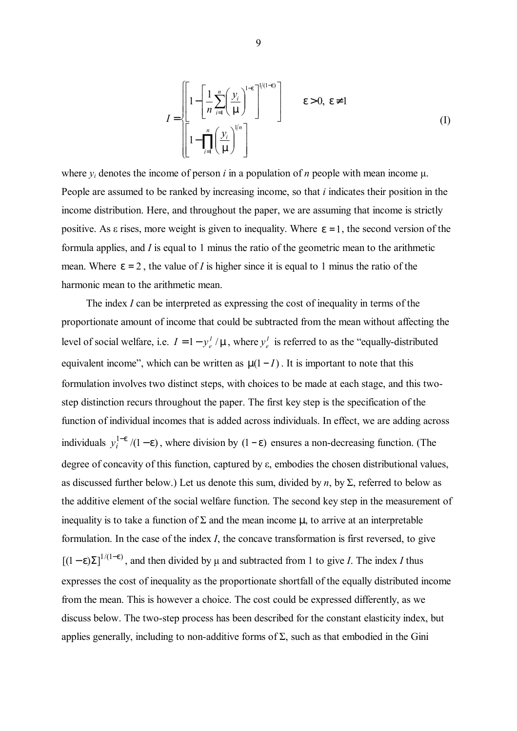$$
I = \begin{cases} \left[ 1 - \left[ \dfrac{1}{n} \displaystyle\sum_{i=1}^{n} \left( \dfrac{y_i}{\mu} \right)^{1-\varepsilon} \right]^{1/(1-\varepsilon)} \right] & \varepsilon > 0,\ \varepsilon \neq 1 \\ \left[ 1 - \displaystyle\prod_{i=1}^{n} \left( \dfrac{y_i}{\mu} \right)^{1/n} \right] & \end{cases} \tag{I}
$$

where $y_i$ denotes the income of person $i$ in a population of $n$ people with mean income $\mu$. People are assumed to be ranked by increasing income, so that $i$ indicates their position in the income distribution. Here, and throughout the paper, we are assuming that income is strictly positive. As $\varepsilon$ rises, more weight is given to inequality. Where $\varepsilon = 1$, the second version of the formula applies, and $I$ is equal to 1 minus the ratio of the geometric mean to the arithmetic mean. Where $\varepsilon = 2$, the value of $I$ is higher since it is equal to 1 minus the ratio of the harmonic mean to the arithmetic mean.

The index $I$ can be interpreted as expressing the cost of inequality in terms of the proportionate amount of income that could be subtracted from the mean without affecting the level of social welfare, i.e. $I = 1 - y_e^I / \mu$, where $y_e^I$ is referred to as the "equally-distributed equivalent income", which can be written as $\mu(1 - I)$. It is important to note that this formulation involves two distinct steps, with choices to be made at each stage, and this two-step distinction recurs throughout the paper. The first key step is the specification of the function of individual incomes that is added across individuals. In effect, we are adding across individuals $y_i^{1-\varepsilon} / (1 - \varepsilon)$, where division by $(1 - \varepsilon)$ ensures a non-decreasing function. (The degree of concavity of this function, captured by $\varepsilon$, embodies the chosen distributional values, as discussed further below.) Let us denote this sum, divided by $n$, by $\Sigma$, referred to below as the additive element of the social welfare function. The second key step in the measurement of inequality is to take a function of $\Sigma$ and the mean income $\mu$, to arrive at an interpretable formulation. In the case of the index $I$, the concave transformation is first reversed, to give $[(1 - \varepsilon)\Sigma]^{1/(1-\varepsilon)}$, and then divided by $\mu$ and subtracted from 1 to give $I$. The index $I$ thus expresses the cost of inequality as the proportionate shortfall of the equally distributed income from the mean. This is however a choice. The cost could be expressed differently, as we discuss below. The two-step process has been described for the constant elasticity index, but applies generally, including to non-additive forms of $\Sigma$, such as that embodied in the Gini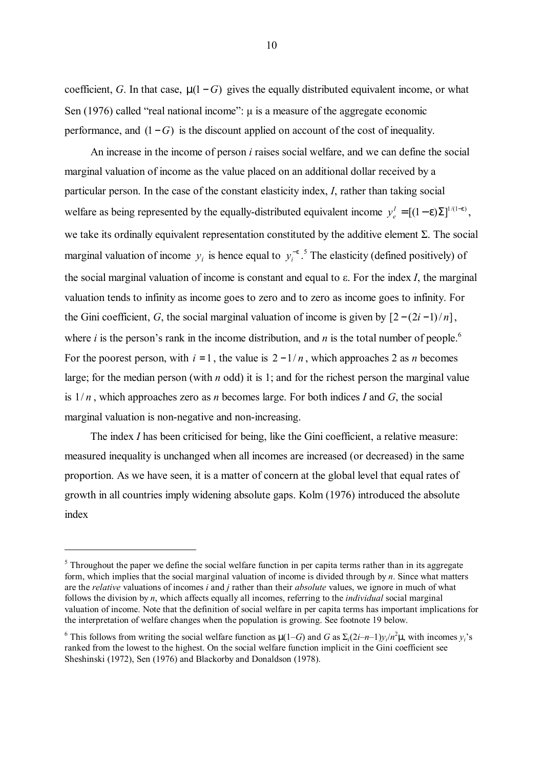coefficient, $G$. In that case, $\mu(1-G)$ gives the equally distributed equivalent income, or what Sen (1976) called "real national income": $\mu$ is a measure of the aggregate economic performance, and $(1-G)$ is the discount applied on account of the cost of inequality.

An increase in the income of person $i$ raises social welfare, and we can define the social marginal valuation of income as the value placed on an additional dollar received by a particular person. In the case of the constant elasticity index, $I$, rather than taking social welfare as being represented by the equally-distributed equivalent income $y_e^I = [(1-\varepsilon)\Sigma]^{1/(1-\varepsilon)}$, we take its ordinally equivalent representation constituted by the additive element $\Sigma$. The social marginal valuation of income $y_i$ is hence equal to $y_i^{-\varepsilon}$.[5] The elasticity (defined positively) of the social marginal valuation of income is constant and equal to $\varepsilon$. For the index $I$, the marginal valuation tends to infinity as income goes to zero and to zero as income goes to infinity. For the Gini coefficient, $G$, the social marginal valuation of income is given by $[2-(2i-1)/n]$, where $i$ is the person's rank in the income distribution, and $n$ is the total number of people.[6] For the poorest person, with $i=1$, the value is $2-1/n$, which approaches 2 as $n$ becomes large; for the median person (with $n$ odd) it is 1; and for the richest person the marginal value is $1/n$, which approaches zero as $n$ becomes large. For both indices $I$ and $G$, the social marginal valuation is non-negative and non-increasing.

The index $I$ has been criticised for being, like the Gini coefficient, a relative measure: measured inequality is unchanged when all incomes are increased (or decreased) in the same proportion. As we have seen, it is a matter of concern at the global level that equal rates of growth in all countries imply widening absolute gaps. Kolm (1976) introduced the absolute index

---

[5] Throughout the paper we define the social welfare function in per capita terms rather than in its aggregate form, which implies that the social marginal valuation of income is divided through by $n$. Since what matters are the *relative* valuations of incomes $i$ and $j$ rather than their *absolute* values, we ignore in much of what follows the division by $n$, which affects equally all incomes, referring to the *individual* social marginal valuation of income. Note that the definition of social welfare in per capita terms has important implications for the interpretation of welfare changes when the population is growing. See footnote 19 below.

[6] This follows from writing the social welfare function as $\mu(1-G)$ and $G$ as $\Sigma_i(2i-n-1)y_i/n^2\mu$, with incomes $y_i$'s ranked from the lowest to the highest. On the social welfare function implicit in the Gini coefficient see Sheshinski (1972), Sen (1976) and Blackorby and Donaldson (1978).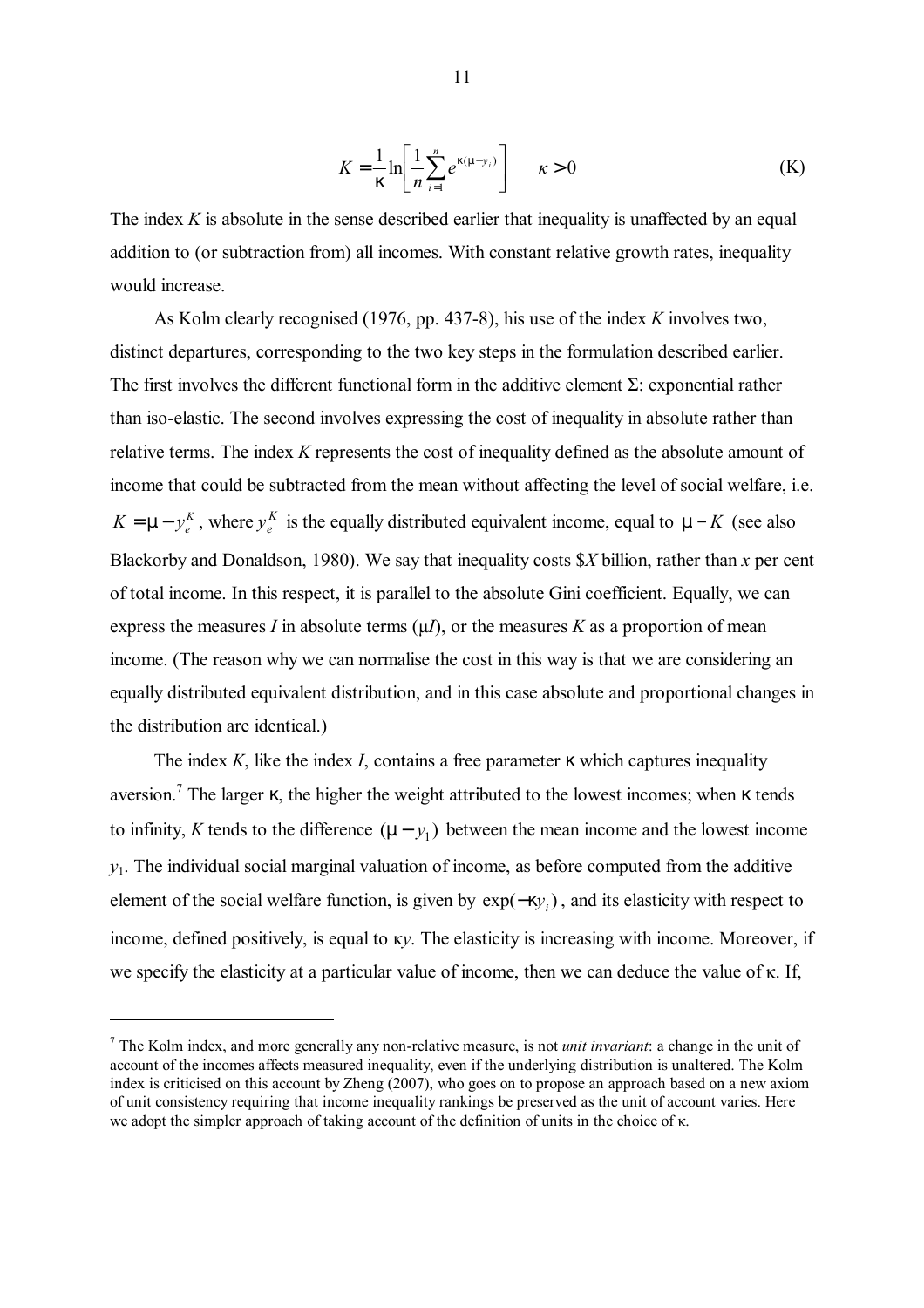$$K = \frac{1}{\kappa}\ln\left[\frac{1}{n}\sum_{i=1}^{n} e^{\kappa(\mu - y_i)}\right] \qquad \kappa > 0 \tag{K}$$

The index *K* is absolute in the sense described earlier that inequality is unaffected by an equal addition to (or subtraction from) all incomes. With constant relative growth rates, inequality would increase.

As Kolm clearly recognised (1976, pp. 437-8), his use of the index *K* involves two, distinct departures, corresponding to the two key steps in the formulation described earlier. The first involves the different functional form in the additive element Σ: exponential rather than iso-elastic. The second involves expressing the cost of inequality in absolute rather than relative terms. The index *K* represents the cost of inequality defined as the absolute amount of income that could be subtracted from the mean without affecting the level of social welfare, i.e. $K = \mu - y_e^K$, where $y_e^K$ is the equally distributed equivalent income, equal to $\mu - K$ (see also Blackorby and Donaldson, 1980). We say that inequality costs \$*X* billion, rather than *x* per cent of total income. In this respect, it is parallel to the absolute Gini coefficient. Equally, we can express the measures *I* in absolute terms ($\mu I$), or the measures *K* as a proportion of mean income. (The reason why we can normalise the cost in this way is that we are considering an equally distributed equivalent distribution, and in this case absolute and proportional changes in the distribution are identical.)

The index *K*, like the index *I*, contains a free parameter κ which captures inequality aversion.[7] The larger κ, the higher the weight attributed to the lowest incomes; when κ tends to infinity, *K* tends to the difference $(\mu - y_1)$ between the mean income and the lowest income $y_1$. The individual social marginal valuation of income, as before computed from the additive element of the social welfare function, is given by $\exp(-\kappa y_i)$, and its elasticity with respect to income, defined positively, is equal to $\kappa y$. The elasticity is increasing with income. Moreover, if we specify the elasticity at a particular value of income, then we can deduce the value of κ. If,

[7] The Kolm index, and more generally any non-relative measure, is not *unit invariant*: a change in the unit of account of the incomes affects measured inequality, even if the underlying distribution is unaltered. The Kolm index is criticised on this account by Zheng (2007), who goes on to propose an approach based on a new axiom of unit consistency requiring that income inequality rankings be preserved as the unit of account varies. Here we adopt the simpler approach of taking account of the definition of units in the choice of κ.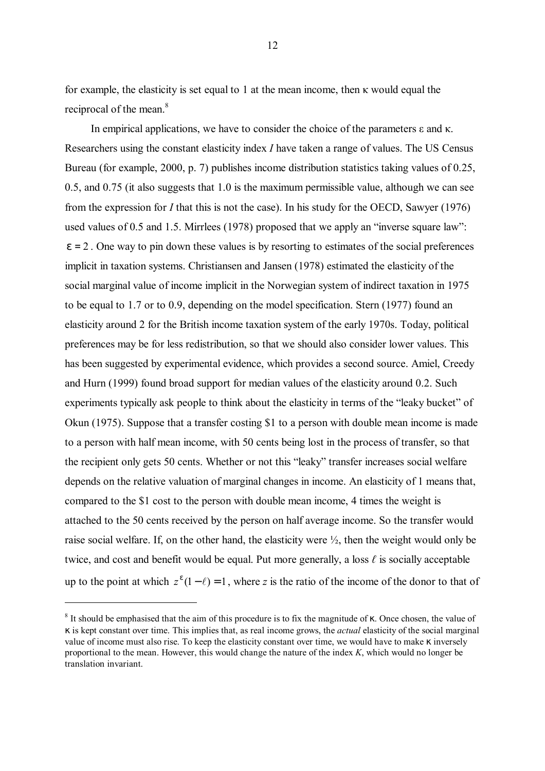for example, the elasticity is set equal to 1 at the mean income, then κ would equal the reciprocal of the mean.[8]

In empirical applications, we have to consider the choice of the parameters ε and κ. Researchers using the constant elasticity index *I* have taken a range of values. The US Census Bureau (for example, 2000, p. 7) publishes income distribution statistics taking values of 0.25, 0.5, and 0.75 (it also suggests that 1.0 is the maximum permissible value, although we can see from the expression for *I* that this is not the case). In his study for the OECD, Sawyer (1976) used values of 0.5 and 1.5. Mirrlees (1978) proposed that we apply an "inverse square law": $\varepsilon = 2$. One way to pin down these values is by resorting to estimates of the social preferences implicit in taxation systems. Christiansen and Jansen (1978) estimated the elasticity of the social marginal value of income implicit in the Norwegian system of indirect taxation in 1975 to be equal to 1.7 or to 0.9, depending on the model specification. Stern (1977) found an elasticity around 2 for the British income taxation system of the early 1970s. Today, political preferences may be for less redistribution, so that we should also consider lower values. This has been suggested by experimental evidence, which provides a second source. Amiel, Creedy and Hurn (1999) found broad support for median values of the elasticity around 0.2. Such experiments typically ask people to think about the elasticity in terms of the "leaky bucket" of Okun (1975). Suppose that a transfer costing \$1 to a person with double mean income is made to a person with half mean income, with 50 cents being lost in the process of transfer, so that the recipient only gets 50 cents. Whether or not this "leaky" transfer increases social welfare depends on the relative valuation of marginal changes in income. An elasticity of 1 means that, compared to the \$1 cost to the person with double mean income, 4 times the weight is attached to the 50 cents received by the person on half average income. So the transfer would raise social welfare. If, on the other hand, the elasticity were ½, then the weight would only be twice, and cost and benefit would be equal. Put more generally, a loss $\ell$ is socially acceptable up to the point at which $z^{\varepsilon}(1-\ell)=1$, where $z$ is the ratio of the income of the donor to that of

---

[8] It should be emphasised that the aim of this procedure is to fix the magnitude of κ. Once chosen, the value of κ is kept constant over time. This implies that, as real income grows, the *actual* elasticity of the social marginal value of income must also rise. To keep the elasticity constant over time, we would have to make κ inversely proportional to the mean. However, this would change the nature of the index *K*, which would no longer be translation invariant.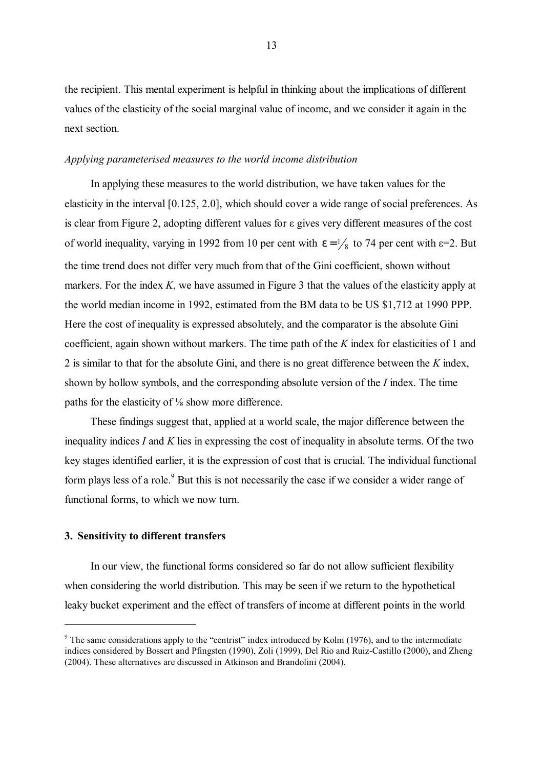the recipient. This mental experiment is helpful in thinking about the implications of different values of the elasticity of the social marginal value of income, and we consider it again in the next section.

*Applying parameterised measures to the world income distribution*

In applying these measures to the world distribution, we have taken values for the elasticity in the interval [0.125, 2.0], which should cover a wide range of social preferences. As is clear from Figure 2, adopting different values for $\varepsilon$ gives very different measures of the cost of world inequality, varying in 1992 from 10 per cent with $\varepsilon = 1/8$ to 74 per cent with $\varepsilon$=2. But the time trend does not differ very much from that of the Gini coefficient, shown without markers. For the index *K*, we have assumed in Figure 3 that the values of the elasticity apply at the world median income in 1992, estimated from the BM data to be US $1,712 at 1990 PPP. Here the cost of inequality is expressed absolutely, and the comparator is the absolute Gini coefficient, again shown without markers. The time path of the *K* index for elasticities of 1 and 2 is similar to that for the absolute Gini, and there is no great difference between the *K* index, shown by hollow symbols, and the corresponding absolute version of the *I* index. The time paths for the elasticity of ⅛ show more difference.

These findings suggest that, applied at a world scale, the major difference between the inequality indices *I* and *K* lies in expressing the cost of inequality in absolute terms. Of the two key stages identified earlier, it is the expression of cost that is crucial. The individual functional form plays less of a role.[9] But this is not necessarily the case if we consider a wider range of functional forms, to which we now turn.

## 3. Sensitivity to different transfers

In our view, the functional forms considered so far do not allow sufficient flexibility when considering the world distribution. This may be seen if we return to the hypothetical leaky bucket experiment and the effect of transfers of income at different points in the world

[9] The same considerations apply to the "centrist" index introduced by Kolm (1976), and to the intermediate indices considered by Bossert and Pfingsten (1990), Zoli (1999), Del Rio and Ruiz-Castillo (2000), and Zheng (2004). These alternatives are discussed in Atkinson and Brandolini (2004).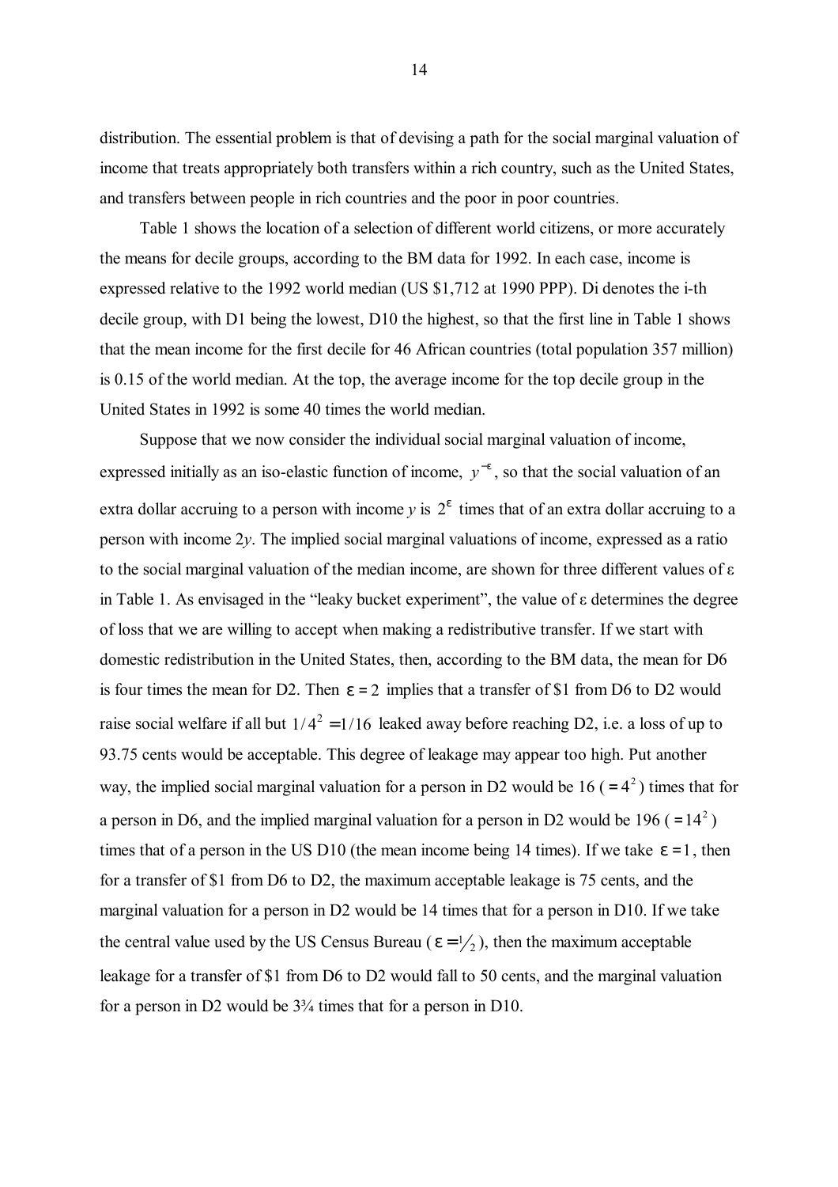distribution. The essential problem is that of devising a path for the social marginal valuation of income that treats appropriately both transfers within a rich country, such as the United States, and transfers between people in rich countries and the poor in poor countries.

Table 1 shows the location of a selection of different world citizens, or more accurately the means for decile groups, according to the BM data for 1992. In each case, income is expressed relative to the 1992 world median (US $1,712 at 1990 PPP). Di denotes the i-th decile group, with D1 being the lowest, D10 the highest, so that the first line in Table 1 shows that the mean income for the first decile for 46 African countries (total population 357 million) is 0.15 of the world median. At the top, the average income for the top decile group in the United States in 1992 is some 40 times the world median.

Suppose that we now consider the individual social marginal valuation of income, expressed initially as an iso-elastic function of income, $y^{-\varepsilon}$, so that the social valuation of an extra dollar accruing to a person with income *y* is $2^{\varepsilon}$ times that of an extra dollar accruing to a person with income 2*y*. The implied social marginal valuations of income, expressed as a ratio to the social marginal valuation of the median income, are shown for three different values of ε in Table 1. As envisaged in the "leaky bucket experiment", the value of ε determines the degree of loss that we are willing to accept when making a redistributive transfer. If we start with domestic redistribution in the United States, then, according to the BM data, the mean for D6 is four times the mean for D2. Then $\varepsilon = 2$ implies that a transfer of $1 from D6 to D2 would raise social welfare if all but $1/4^2 = 1/16$ leaked away before reaching D2, i.e. a loss of up to 93.75 cents would be acceptable. This degree of leakage may appear too high. Put another way, the implied social marginal valuation for a person in D2 would be 16 ($= 4^2$) times that for a person in D6, and the implied marginal valuation for a person in D2 would be 196 ($= 14^2$) times that of a person in the US D10 (the mean income being 14 times). If we take $\varepsilon = 1$, then for a transfer of $1 from D6 to D2, the maximum acceptable leakage is 75 cents, and the marginal valuation for a person in D2 would be 14 times that for a person in D10. If we take the central value used by the US Census Bureau ($\varepsilon = 1/2$), then the maximum acceptable leakage for a transfer of $1 from D6 to D2 would fall to 50 cents, and the marginal valuation for a person in D2 would be 3¾ times that for a person in D10.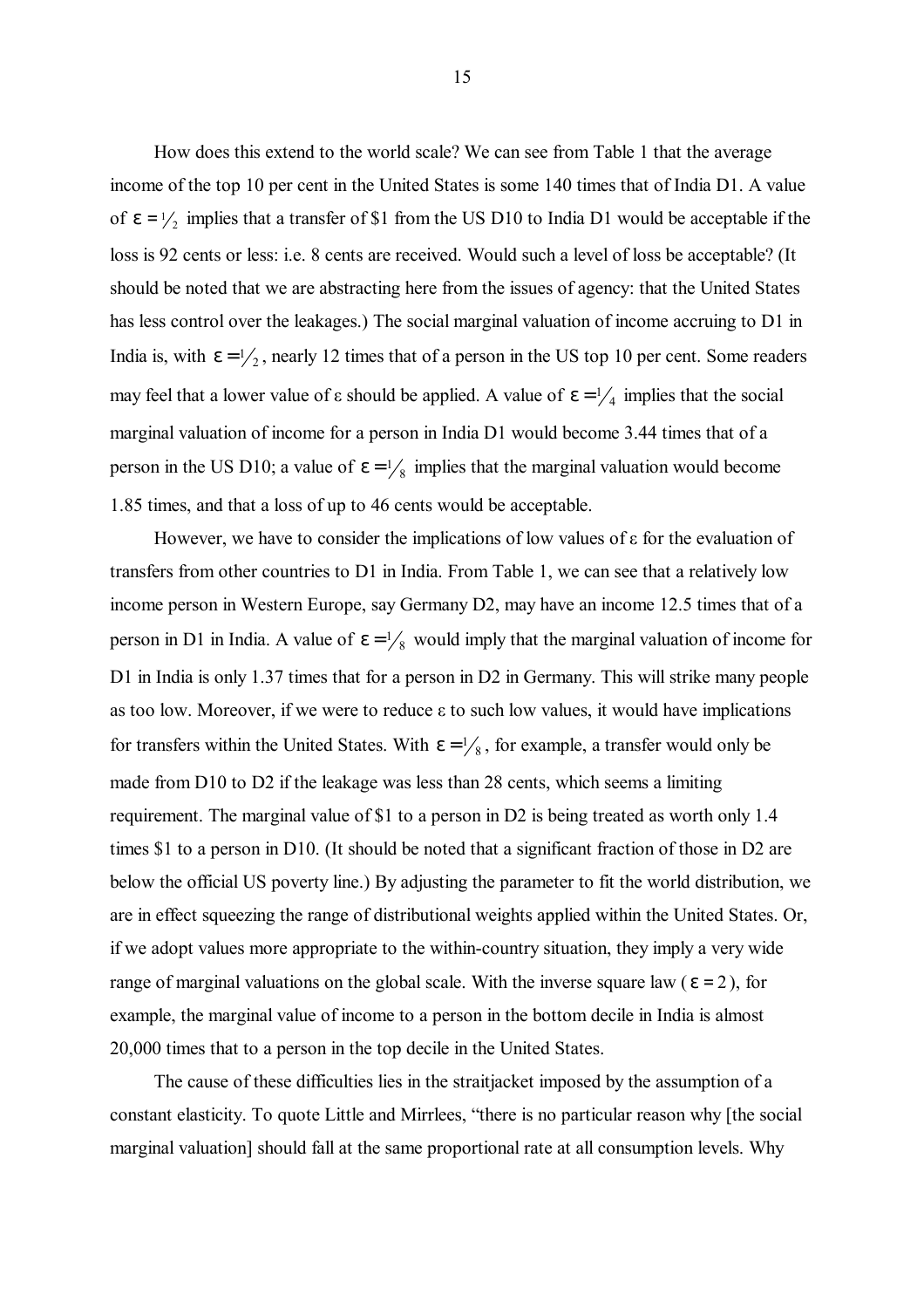How does this extend to the world scale? We can see from Table 1 that the average income of the top 10 per cent in the United States is some 140 times that of India D1. A value of $\varepsilon = 1/2$ implies that a transfer of \$1 from the US D10 to India D1 would be acceptable if the loss is 92 cents or less: i.e. 8 cents are received. Would such a level of loss be acceptable? (It should be noted that we are abstracting here from the issues of agency: that the United States has less control over the leakages.) The social marginal valuation of income accruing to D1 in India is, with $\varepsilon = 1/2$, nearly 12 times that of a person in the US top 10 per cent. Some readers may feel that a lower value of ε should be applied. A value of $\varepsilon = 1/4$ implies that the social marginal valuation of income for a person in India D1 would become 3.44 times that of a person in the US D10; a value of $\varepsilon = 1/8$ implies that the marginal valuation would become 1.85 times, and that a loss of up to 46 cents would be acceptable.

However, we have to consider the implications of low values of ε for the evaluation of transfers from other countries to D1 in India. From Table 1, we can see that a relatively low income person in Western Europe, say Germany D2, may have an income 12.5 times that of a person in D1 in India. A value of $\varepsilon = 1/8$ would imply that the marginal valuation of income for D1 in India is only 1.37 times that for a person in D2 in Germany. This will strike many people as too low. Moreover, if we were to reduce ε to such low values, it would have implications for transfers within the United States. With $\varepsilon = 1/8$, for example, a transfer would only be made from D10 to D2 if the leakage was less than 28 cents, which seems a limiting requirement. The marginal value of \$1 to a person in D2 is being treated as worth only 1.4 times \$1 to a person in D10. (It should be noted that a significant fraction of those in D2 are below the official US poverty line.) By adjusting the parameter to fit the world distribution, we are in effect squeezing the range of distributional weights applied within the United States. Or, if we adopt values more appropriate to the within-country situation, they imply a very wide range of marginal valuations on the global scale. With the inverse square law ($\varepsilon = 2$), for example, the marginal value of income to a person in the bottom decile in India is almost 20,000 times that to a person in the top decile in the United States.

The cause of these difficulties lies in the straitjacket imposed by the assumption of a constant elasticity. To quote Little and Mirrlees, "there is no particular reason why [the social marginal valuation] should fall at the same proportional rate at all consumption levels. Why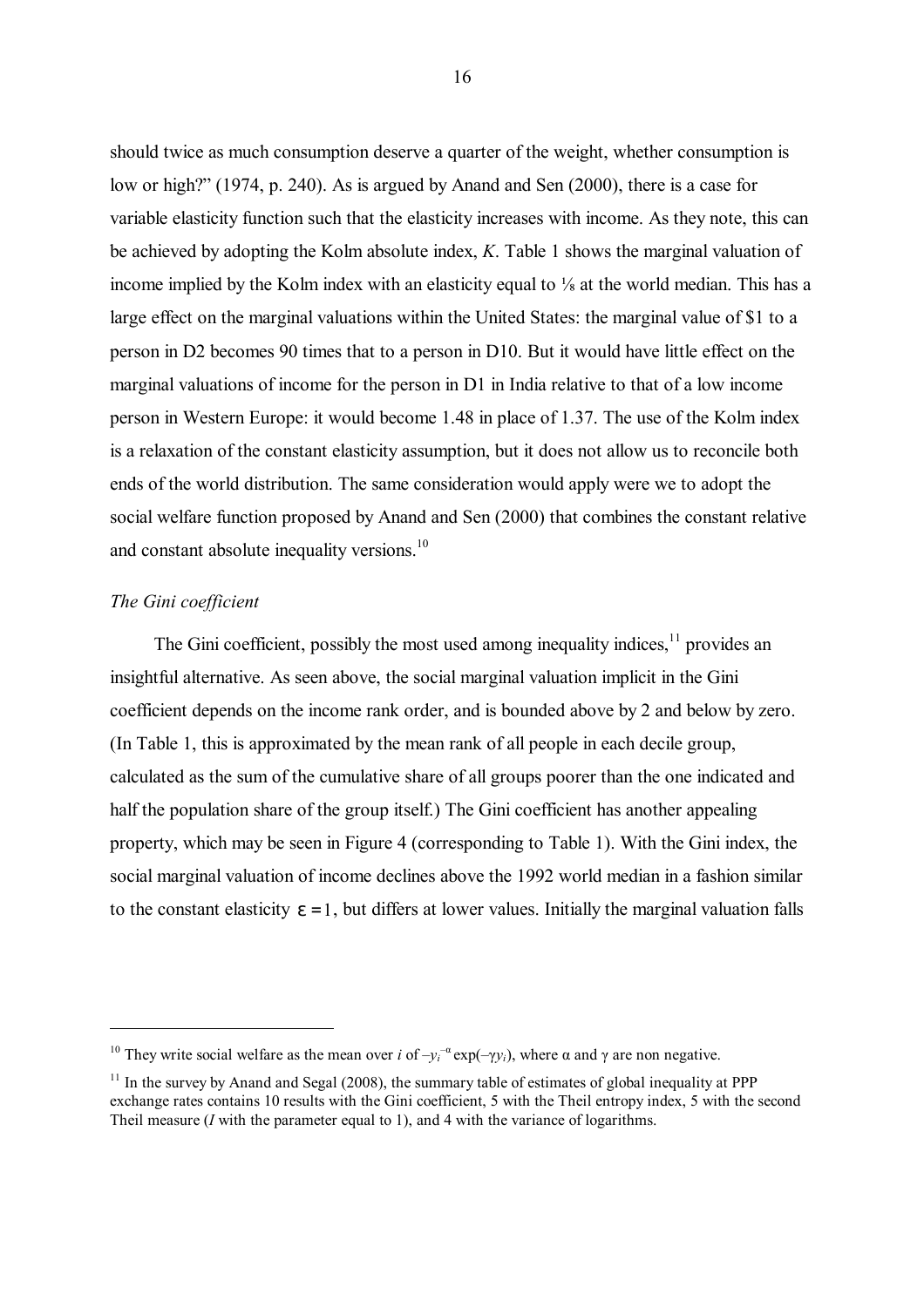should twice as much consumption deserve a quarter of the weight, whether consumption is low or high?" (1974, p. 240). As is argued by Anand and Sen (2000), there is a case for variable elasticity function such that the elasticity increases with income. As they note, this can be achieved by adopting the Kolm absolute index, *K*. Table 1 shows the marginal valuation of income implied by the Kolm index with an elasticity equal to ⅛ at the world median. This has a large effect on the marginal valuations within the United States: the marginal value of $1 to a person in D2 becomes 90 times that to a person in D10. But it would have little effect on the marginal valuations of income for the person in D1 in India relative to that of a low income person in Western Europe: it would become 1.48 in place of 1.37. The use of the Kolm index is a relaxation of the constant elasticity assumption, but it does not allow us to reconcile both ends of the world distribution. The same consideration would apply were we to adopt the social welfare function proposed by Anand and Sen (2000) that combines the constant relative and constant absolute inequality versions.[10]

*The Gini coefficient*

The Gini coefficient, possibly the most used among inequality indices,[11] provides an insightful alternative. As seen above, the social marginal valuation implicit in the Gini coefficient depends on the income rank order, and is bounded above by 2 and below by zero. (In Table 1, this is approximated by the mean rank of all people in each decile group, calculated as the sum of the cumulative share of all groups poorer than the one indicated and half the population share of the group itself.) The Gini coefficient has another appealing property, which may be seen in Figure 4 (corresponding to Table 1). With the Gini index, the social marginal valuation of income declines above the 1992 world median in a fashion similar to the constant elasticity $\varepsilon = 1$, but differs at lower values. Initially the marginal valuation falls

---

[10] They write social welfare as the mean over $i$ of $-y_i^{-\alpha}\exp(-\gamma y_i)$, where $\alpha$ and $\gamma$ are non negative.

[11] In the survey by Anand and Segal (2008), the summary table of estimates of global inequality at PPP exchange rates contains 10 results with the Gini coefficient, 5 with the Theil entropy index, 5 with the second Theil measure (*I* with the parameter equal to 1), and 4 with the variance of logarithms.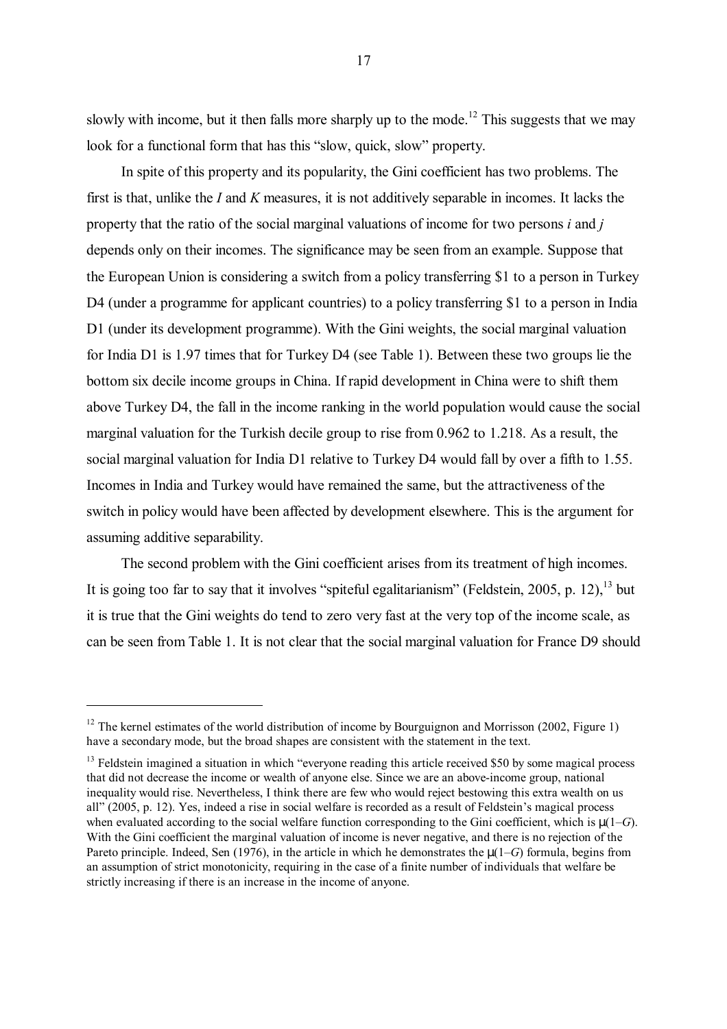slowly with income, but it then falls more sharply up to the mode.[12] This suggests that we may look for a functional form that has this "slow, quick, slow" property.

In spite of this property and its popularity, the Gini coefficient has two problems. The first is that, unlike the *I* and *K* measures, it is not additively separable in incomes. It lacks the property that the ratio of the social marginal valuations of income for two persons *i* and *j* depends only on their incomes. The significance may be seen from an example. Suppose that the European Union is considering a switch from a policy transferring $1 to a person in Turkey D4 (under a programme for applicant countries) to a policy transferring $1 to a person in India D1 (under its development programme). With the Gini weights, the social marginal valuation for India D1 is 1.97 times that for Turkey D4 (see Table 1). Between these two groups lie the bottom six decile income groups in China. If rapid development in China were to shift them above Turkey D4, the fall in the income ranking in the world population would cause the social marginal valuation for the Turkish decile group to rise from 0.962 to 1.218. As a result, the social marginal valuation for India D1 relative to Turkey D4 would fall by over a fifth to 1.55. Incomes in India and Turkey would have remained the same, but the attractiveness of the switch in policy would have been affected by development elsewhere. This is the argument for assuming additive separability.

The second problem with the Gini coefficient arises from its treatment of high incomes. It is going too far to say that it involves "spiteful egalitarianism" (Feldstein, 2005, p. 12),[13] but it is true that the Gini weights do tend to zero very fast at the very top of the income scale, as can be seen from Table 1. It is not clear that the social marginal valuation for France D9 should

---

[12] The kernel estimates of the world distribution of income by Bourguignon and Morrisson (2002, Figure 1) have a secondary mode, but the broad shapes are consistent with the statement in the text.

[13] Feldstein imagined a situation in which "everyone reading this article received $50 by some magical process that did not decrease the income or wealth of anyone else. Since we are an above-income group, national inequality would rise. Nevertheless, I think there are few who would reject bestowing this extra wealth on us all" (2005, p. 12). Yes, indeed a rise in social welfare is recorded as a result of Feldstein's magical process when evaluated according to the social welfare function corresponding to the Gini coefficient, which is $\mu(1-G)$. With the Gini coefficient the marginal valuation of income is never negative, and there is no rejection of the Pareto principle. Indeed, Sen (1976), in the article in which he demonstrates the $\mu(1-G)$ formula, begins from an assumption of strict monotonicity, requiring in the case of a finite number of individuals that welfare be strictly increasing if there is an increase in the income of anyone.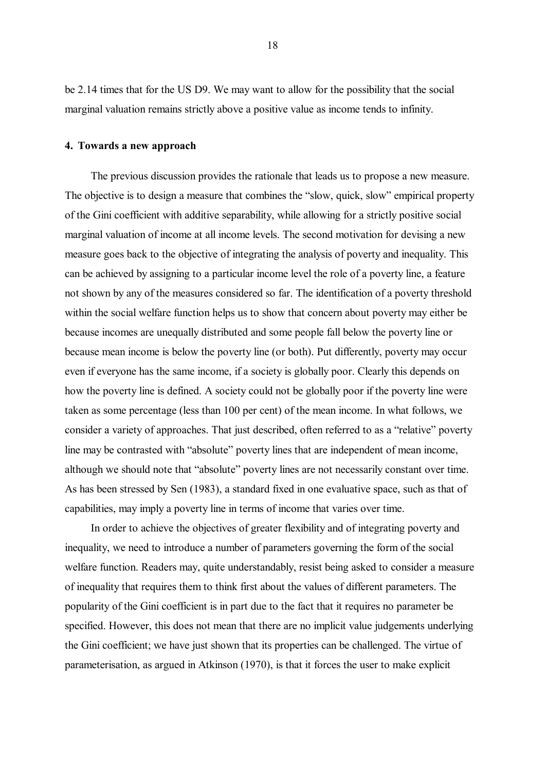be 2.14 times that for the US D9. We may want to allow for the possibility that the social marginal valuation remains strictly above a positive value as income tends to infinity.

## 4. Towards a new approach

The previous discussion provides the rationale that leads us to propose a new measure. The objective is to design a measure that combines the "slow, quick, slow" empirical property of the Gini coefficient with additive separability, while allowing for a strictly positive social marginal valuation of income at all income levels. The second motivation for devising a new measure goes back to the objective of integrating the analysis of poverty and inequality. This can be achieved by assigning to a particular income level the role of a poverty line, a feature not shown by any of the measures considered so far. The identification of a poverty threshold within the social welfare function helps us to show that concern about poverty may either be because incomes are unequally distributed and some people fall below the poverty line or because mean income is below the poverty line (or both). Put differently, poverty may occur even if everyone has the same income, if a society is globally poor. Clearly this depends on how the poverty line is defined. A society could not be globally poor if the poverty line were taken as some percentage (less than 100 per cent) of the mean income. In what follows, we consider a variety of approaches. That just described, often referred to as a "relative" poverty line may be contrasted with "absolute" poverty lines that are independent of mean income, although we should note that "absolute" poverty lines are not necessarily constant over time. As has been stressed by Sen (1983), a standard fixed in one evaluative space, such as that of capabilities, may imply a poverty line in terms of income that varies over time.

In order to achieve the objectives of greater flexibility and of integrating poverty and inequality, we need to introduce a number of parameters governing the form of the social welfare function. Readers may, quite understandably, resist being asked to consider a measure of inequality that requires them to think first about the values of different parameters. The popularity of the Gini coefficient is in part due to the fact that it requires no parameter be specified. However, this does not mean that there are no implicit value judgements underlying the Gini coefficient; we have just shown that its properties can be challenged. The virtue of parameterisation, as argued in Atkinson (1970), is that it forces the user to make explicit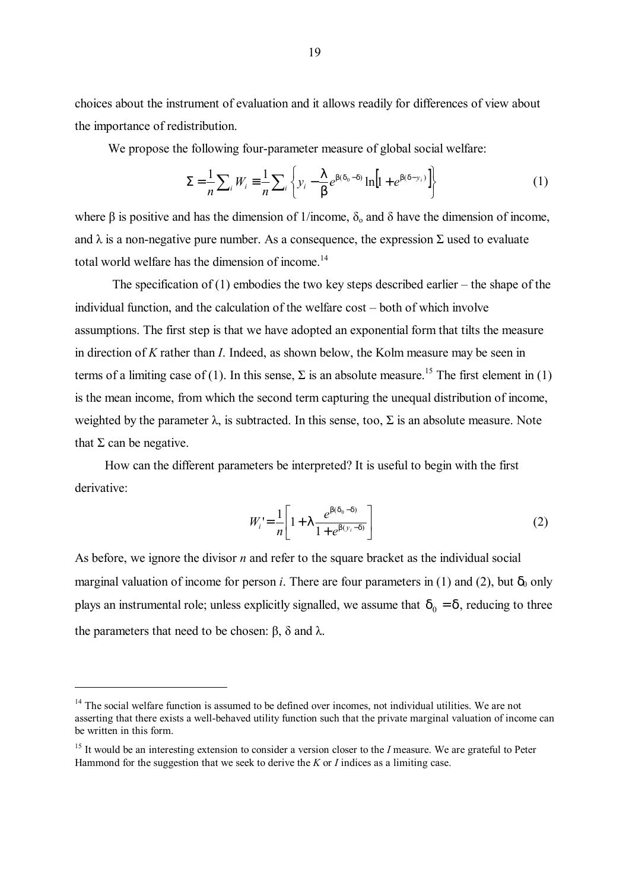choices about the instrument of evaluation and it allows readily for differences of view about the importance of redistribution.

We propose the following four-parameter measure of global social welfare:

$$\Sigma = \frac{1}{n}\sum_i W_i \equiv \frac{1}{n}\sum_i \left\{ y_i - \frac{\lambda}{\beta} e^{\beta(\delta_0 - \delta)} \ln\left[1 + e^{\beta(\delta - y_i)}\right] \right\} \tag{1}$$

where β is positive and has the dimension of 1/income, $\delta_o$ and δ have the dimension of income, and λ is a non-negative pure number. As a consequence, the expression Σ used to evaluate total world welfare has the dimension of income.[14]

The specification of (1) embodies the two key steps described earlier – the shape of the individual function, and the calculation of the welfare cost – both of which involve assumptions. The first step is that we have adopted an exponential form that tilts the measure in direction of *K* rather than *I*. Indeed, as shown below, the Kolm measure may be seen in terms of a limiting case of (1). In this sense, Σ is an absolute measure.[15] The first element in (1) is the mean income, from which the second term capturing the unequal distribution of income, weighted by the parameter λ, is subtracted. In this sense, too, Σ is an absolute measure. Note that Σ can be negative.

How can the different parameters be interpreted? It is useful to begin with the first derivative:

$$W_i' = \frac{1}{n}\left[1 + \lambda \frac{e^{\beta(\delta_0 - \delta)}}{1 + e^{\beta(y_i - \delta)}}\right] \tag{2}$$

As before, we ignore the divisor *n* and refer to the square bracket as the individual social marginal valuation of income for person *i*. There are four parameters in (1) and (2), but $\delta_0$ only plays an instrumental role; unless explicitly signalled, we assume that $\delta_0 = \delta$, reducing to three the parameters that need to be chosen: β, δ and λ.

---

[14] The social welfare function is assumed to be defined over incomes, not individual utilities. We are not asserting that there exists a well-behaved utility function such that the private marginal valuation of income can be written in this form.

[15] It would be an interesting extension to consider a version closer to the *I* measure. We are grateful to Peter Hammond for the suggestion that we seek to derive the *K* or *I* indices as a limiting case.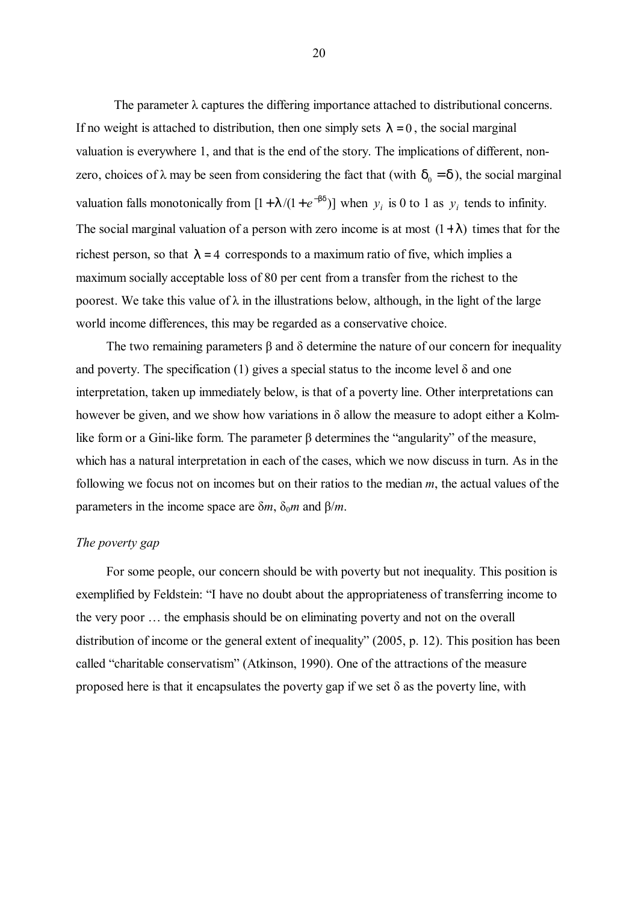The parameter λ captures the differing importance attached to distributional concerns. If no weight is attached to distribution, then one simply sets $\lambda = 0$, the social marginal valuation is everywhere 1, and that is the end of the story. The implications of different, non-zero, choices of λ may be seen from considering the fact that (with $\delta_0 = \delta$), the social marginal valuation falls monotonically from $[1 + \lambda/(1 + e^{-\beta\delta})]$ when $y_i$ is 0 to 1 as $y_i$ tends to infinity. The social marginal valuation of a person with zero income is at most $(1 + \lambda)$ times that for the richest person, so that $\lambda = 4$ corresponds to a maximum ratio of five, which implies a maximum socially acceptable loss of 80 per cent from a transfer from the richest to the poorest. We take this value of λ in the illustrations below, although, in the light of the large world income differences, this may be regarded as a conservative choice.

The two remaining parameters β and δ determine the nature of our concern for inequality and poverty. The specification (1) gives a special status to the income level δ and one interpretation, taken up immediately below, is that of a poverty line. Other interpretations can however be given, and we show how variations in δ allow the measure to adopt either a Kolm-like form or a Gini-like form. The parameter β determines the "angularity" of the measure, which has a natural interpretation in each of the cases, which we now discuss in turn. As in the following we focus not on incomes but on their ratios to the median *m*, the actual values of the parameters in the income space are $\delta m$, $\delta_0 m$ and $\beta/m$.

*The poverty gap*

For some people, our concern should be with poverty but not inequality. This position is exemplified by Feldstein: "I have no doubt about the appropriateness of transferring income to the very poor … the emphasis should be on eliminating poverty and not on the overall distribution of income or the general extent of inequality" (2005, p. 12). This position has been called "charitable conservatism" (Atkinson, 1990). One of the attractions of the measure proposed here is that it encapsulates the poverty gap if we set δ as the poverty line, with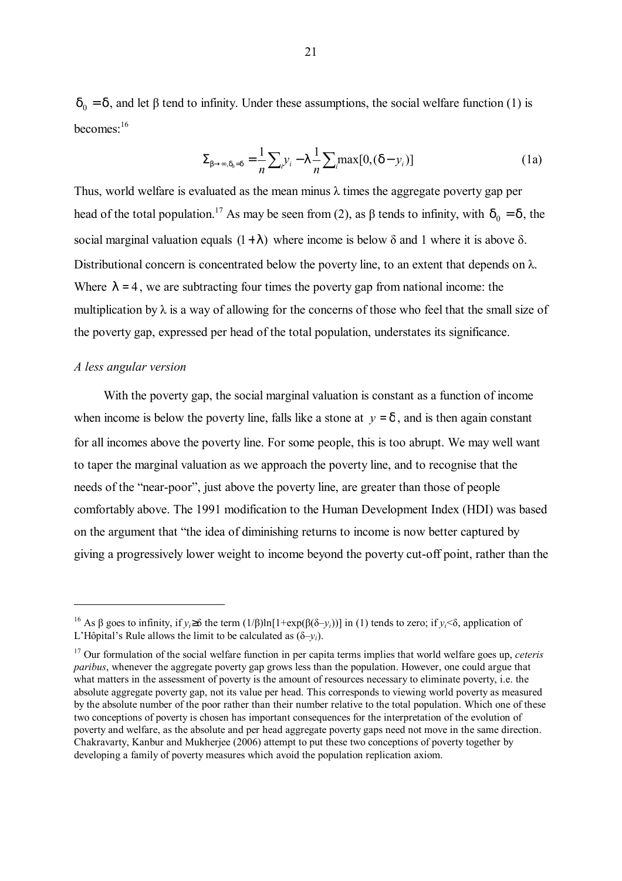$\delta_0 = \delta$, and let β tend to infinity. Under these assumptions, the social welfare function (1) is becomes:[16]

$$\Sigma_{\beta\to\infty,\delta_0=\delta} = \frac{1}{n}\sum_i y_i - \lambda\frac{1}{n}\sum_i \max[0,(\delta - y_i)] \tag{1a}$$

Thus, world welfare is evaluated as the mean minus λ times the aggregate poverty gap per head of the total population.[17] As may be seen from (2), as β tends to infinity, with $\delta_0 = \delta$, the social marginal valuation equals $(1+\lambda)$ where income is below δ and 1 where it is above δ. Distributional concern is concentrated below the poverty line, to an extent that depends on λ. Where $\lambda = 4$, we are subtracting four times the poverty gap from national income: the multiplication by λ is a way of allowing for the concerns of those who feel that the small size of the poverty gap, expressed per head of the total population, understates its significance.

*A less angular version*

With the poverty gap, the social marginal valuation is constant as a function of income when income is below the poverty line, falls like a stone at $y = \delta$, and is then again constant for all incomes above the poverty line. For some people, this is too abrupt. We may well want to taper the marginal valuation as we approach the poverty line, and to recognise that the needs of the "near-poor", just above the poverty line, are greater than those of people comfortably above. The 1991 modification to the Human Development Index (HDI) was based on the argument that "the idea of diminishing returns to income is now better captured by giving a progressively lower weight to income beyond the poverty cut-off point, rather than the

---

[16] As β goes to infinity, if $y_i \geq \delta$ the term $(1/\beta)\ln[1+\exp(\beta(\delta - y_i))]$ in (1) tends to zero; if $y_i < \delta$, application of L'Hôpital's Rule allows the limit to be calculated as $(\delta - y_i)$.

[17] Our formulation of the social welfare function in per capita terms implies that world welfare goes up, *ceteris paribus*, whenever the aggregate poverty gap grows less than the population. However, one could argue that what matters in the assessment of poverty is the amount of resources necessary to eliminate poverty, i.e. the absolute aggregate poverty gap, not its value per head. This corresponds to viewing world poverty as measured by the absolute number of the poor rather than their number relative to the total population. Which one of these two conceptions of poverty is chosen has important consequences for the interpretation of the evolution of poverty and welfare, as the absolute and per head aggregate poverty gaps need not move in the same direction. Chakravarty, Kanbur and Mukherjee (2006) attempt to put these two conceptions of poverty together by developing a family of poverty measures which avoid the population replication axiom.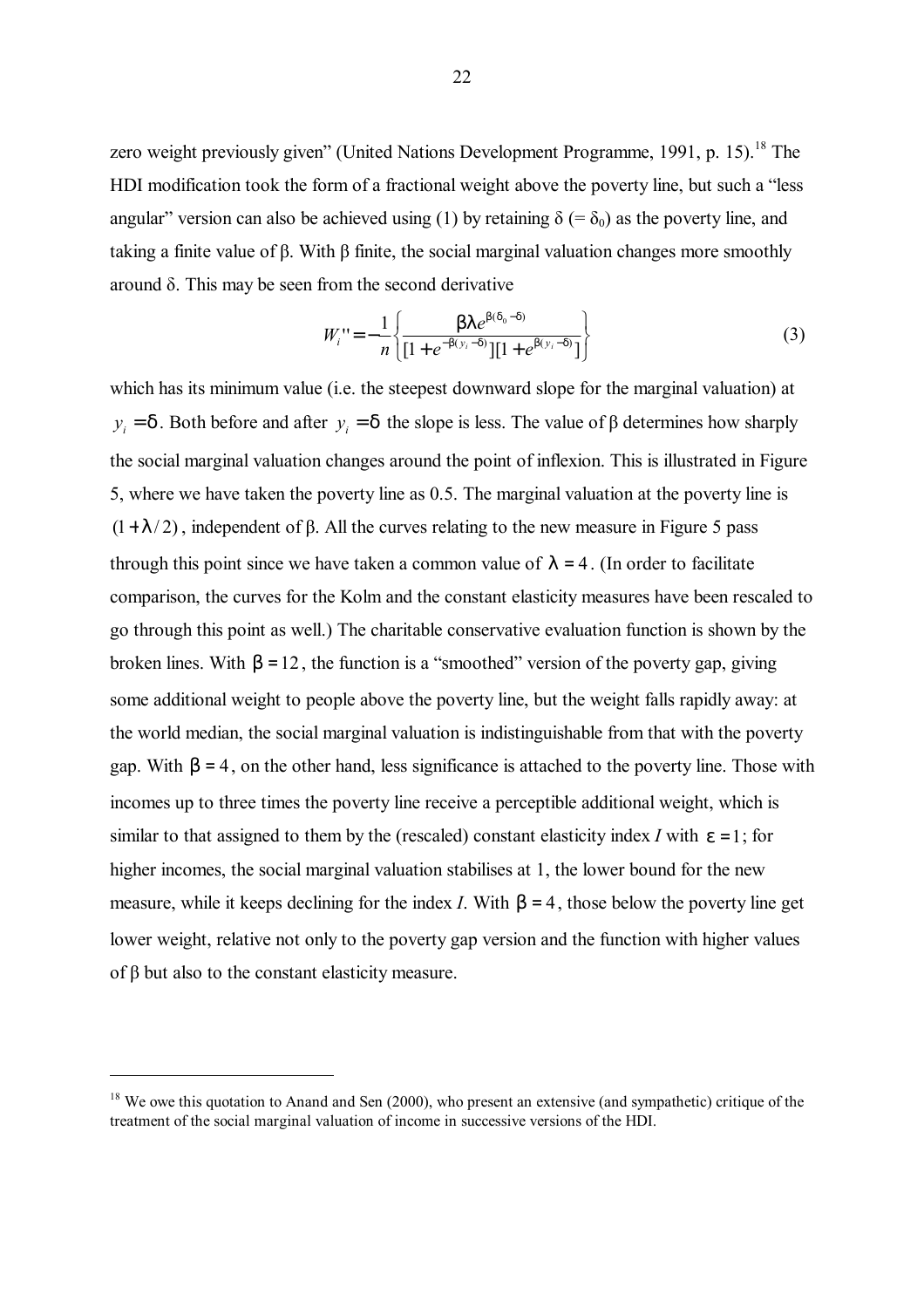zero weight previously given" (United Nations Development Programme, 1991, p. 15).[18] The HDI modification took the form of a fractional weight above the poverty line, but such a "less angular" version can also be achieved using (1) by retaining $\delta$ (= $\delta_0$) as the poverty line, and taking a finite value of $\beta$. With $\beta$ finite, the social marginal valuation changes more smoothly around $\delta$. This may be seen from the second derivative

$$W_i'' = -\frac{1}{n}\left\{\frac{\beta\lambda e^{\beta(\delta_0-\delta)}}{[1+e^{-\beta(y_i-\delta)}][1+e^{\beta(y_i-\delta)}]}\right\} \tag{3}$$

which has its minimum value (i.e. the steepest downward slope for the marginal valuation) at $y_i = \delta$. Both before and after $y_i = \delta$ the slope is less. The value of $\beta$ determines how sharply the social marginal valuation changes around the point of inflexion. This is illustrated in Figure 5, where we have taken the poverty line as 0.5. The marginal valuation at the poverty line is $(1+\lambda/2)$, independent of $\beta$. All the curves relating to the new measure in Figure 5 pass through this point since we have taken a common value of $\lambda = 4$. (In order to facilitate comparison, the curves for the Kolm and the constant elasticity measures have been rescaled to go through this point as well.) The charitable conservative evaluation function is shown by the broken lines. With $\beta = 12$, the function is a "smoothed" version of the poverty gap, giving some additional weight to people above the poverty line, but the weight falls rapidly away: at the world median, the social marginal valuation is indistinguishable from that with the poverty gap. With $\beta = 4$, on the other hand, less significance is attached to the poverty line. Those with incomes up to three times the poverty line receive a perceptible additional weight, which is similar to that assigned to them by the (rescaled) constant elasticity index $I$ with $\varepsilon = 1$; for higher incomes, the social marginal valuation stabilises at 1, the lower bound for the new measure, while it keeps declining for the index $I$. With $\beta = 4$, those below the poverty line get lower weight, relative not only to the poverty gap version and the function with higher values of $\beta$ but also to the constant elasticity measure.

[18] We owe this quotation to Anand and Sen (2000), who present an extensive (and sympathetic) critique of the treatment of the social marginal valuation of income in successive versions of the HDI.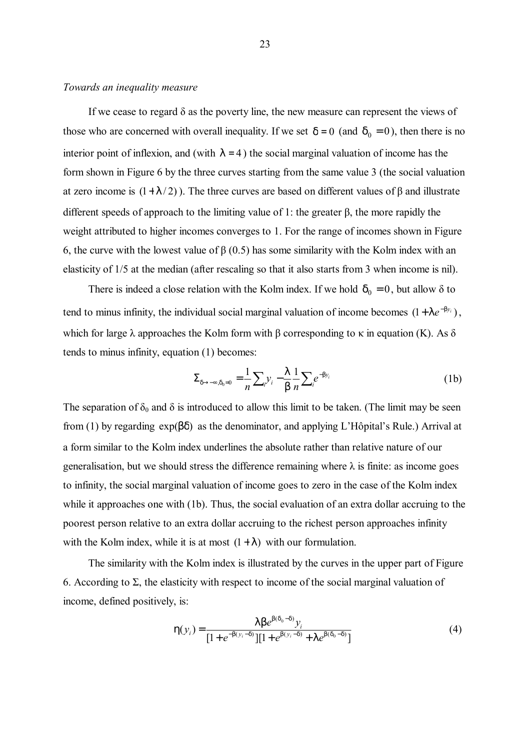*Towards an inequality measure*

If we cease to regard δ as the poverty line, the new measure can represent the views of those who are concerned with overall inequality. If we set $\delta = 0$ (and $\delta_0 = 0$), then there is no interior point of inflexion, and (with $\lambda = 4$) the social marginal valuation of income has the form shown in Figure 6 by the three curves starting from the same value 3 (the social valuation at zero income is $(1 + \lambda / 2)$). The three curves are based on different values of β and illustrate different speeds of approach to the limiting value of 1: the greater β, the more rapidly the weight attributed to higher incomes converges to 1. For the range of incomes shown in Figure 6, the curve with the lowest value of β (0.5) has some similarity with the Kolm index with an elasticity of 1/5 at the median (after rescaling so that it also starts from 3 when income is nil).

There is indeed a close relation with the Kolm index. If we hold $\delta_0 = 0$, but allow δ to tend to minus infinity, the individual social marginal valuation of income becomes $(1 + \lambda e^{-\beta y_i})$, which for large λ approaches the Kolm form with β corresponding to κ in equation (K). As δ tends to minus infinity, equation (1) becomes:

$$\Sigma_{\delta \to -\infty, \delta_0 = 0} = \frac{1}{n}\sum_i y_i - \frac{\lambda}{\beta}\frac{1}{n}\sum_i e^{-\beta y_i} \tag{1b}$$

The separation of $\delta_0$ and δ is introduced to allow this limit to be taken. (The limit may be seen from (1) by regarding $\exp(\beta\delta)$ as the denominator, and applying L'Hôpital's Rule.) Arrival at a form similar to the Kolm index underlines the absolute rather than relative nature of our generalisation, but we should stress the difference remaining where λ is finite: as income goes to infinity, the social marginal valuation of income goes to zero in the case of the Kolm index while it approaches one with (1b). Thus, the social evaluation of an extra dollar accruing to the poorest person relative to an extra dollar accruing to the richest person approaches infinity with the Kolm index, while it is at most $(1 + \lambda)$ with our formulation.

The similarity with the Kolm index is illustrated by the curves in the upper part of Figure 6. According to Σ, the elasticity with respect to income of the social marginal valuation of income, defined positively, is:

$$\eta(y_i) = \frac{\lambda \beta e^{\beta(\delta_0 - \delta)} y_i}{[1 + e^{-\beta(y_i - \delta)}][1 + e^{\beta(y_i - \delta)} + \lambda e^{\beta(\delta_0 - \delta)}]} \tag{4}$$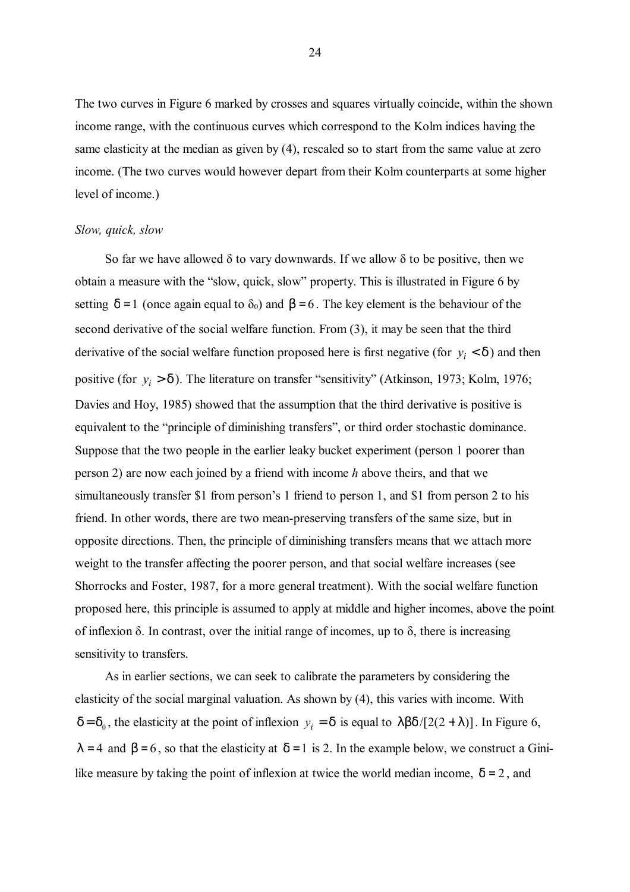The two curves in Figure 6 marked by crosses and squares virtually coincide, within the shown income range, with the continuous curves which correspond to the Kolm indices having the same elasticity at the median as given by (4), rescaled so to start from the same value at zero income. (The two curves would however depart from their Kolm counterparts at some higher level of income.)

*Slow, quick, slow*

So far we have allowed δ to vary downwards. If we allow δ to be positive, then we obtain a measure with the "slow, quick, slow" property. This is illustrated in Figure 6 by setting $\delta = 1$ (once again equal to $\delta_0$) and $\beta = 6$. The key element is the behaviour of the second derivative of the social welfare function. From (3), it may be seen that the third derivative of the social welfare function proposed here is first negative (for $y_i < \delta$) and then positive (for $y_i > \delta$). The literature on transfer "sensitivity" (Atkinson, 1973; Kolm, 1976; Davies and Hoy, 1985) showed that the assumption that the third derivative is positive is equivalent to the "principle of diminishing transfers", or third order stochastic dominance. Suppose that the two people in the earlier leaky bucket experiment (person 1 poorer than person 2) are now each joined by a friend with income *h* above theirs, and that we simultaneously transfer \$1 from person's 1 friend to person 1, and \$1 from person 2 to his friend. In other words, there are two mean-preserving transfers of the same size, but in opposite directions. Then, the principle of diminishing transfers means that we attach more weight to the transfer affecting the poorer person, and that social welfare increases (see Shorrocks and Foster, 1987, for a more general treatment). With the social welfare function proposed here, this principle is assumed to apply at middle and higher incomes, above the point of inflexion δ. In contrast, over the initial range of incomes, up to δ, there is increasing sensitivity to transfers.

As in earlier sections, we can seek to calibrate the parameters by considering the elasticity of the social marginal valuation. As shown by (4), this varies with income. With $\delta = \delta_0$, the elasticity at the point of inflexion $y_i = \delta$ is equal to $\lambda\beta\delta/[2(2+\lambda)]$. In Figure 6, $\lambda = 4$ and $\beta = 6$, so that the elasticity at $\delta = 1$ is 2. In the example below, we construct a Gini-like measure by taking the point of inflexion at twice the world median income, $\delta = 2$, and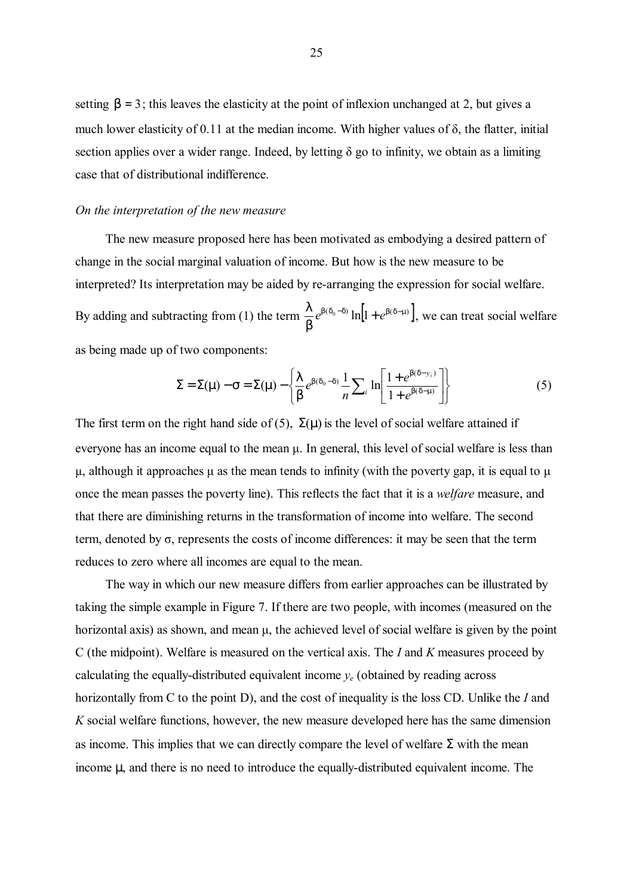setting $\beta = 3$; this leaves the elasticity at the point of inflexion unchanged at 2, but gives a much lower elasticity of 0.11 at the median income. With higher values of δ, the flatter, initial section applies over a wider range. Indeed, by letting δ go to infinity, we obtain as a limiting case that of distributional indifference.

*On the interpretation of the new measure*

The new measure proposed here has been motivated as embodying a desired pattern of change in the social marginal valuation of income. But how is the new measure to be interpreted? Its interpretation may be aided by re-arranging the expression for social welfare. By adding and subtracting from (1) the term $\frac{\lambda}{\beta} e^{\beta(\delta_0 - \delta)} \ln\left[1 + e^{\beta(\delta - \mu)}\right]$, we can treat social welfare as being made up of two components:

$$\Sigma = \Sigma(\mu) - \sigma = \Sigma(\mu) - \left\{ \frac{\lambda}{\beta} e^{\beta(\delta_0 - \delta)} \frac{1}{n} \sum_i \ln\left[ \frac{1 + e^{\beta(\delta - y_i)}}{1 + e^{\beta(\delta - \mu)}} \right] \right\} \tag{5}$$

The first term on the right hand side of (5), $\Sigma(\mu)$ is the level of social welfare attained if everyone has an income equal to the mean μ. In general, this level of social welfare is less than μ, although it approaches μ as the mean tends to infinity (with the poverty gap, it is equal to μ once the mean passes the poverty line). This reflects the fact that it is a *welfare* measure, and that there are diminishing returns in the transformation of income into welfare. The second term, denoted by σ, represents the costs of income differences: it may be seen that the term reduces to zero where all incomes are equal to the mean.

The way in which our new measure differs from earlier approaches can be illustrated by taking the simple example in Figure 7. If there are two people, with incomes (measured on the horizontal axis) as shown, and mean μ, the achieved level of social welfare is given by the point C (the midpoint). Welfare is measured on the vertical axis. The *I* and *K* measures proceed by calculating the equally-distributed equivalent income $y_e$ (obtained by reading across horizontally from C to the point D), and the cost of inequality is the loss CD. Unlike the *I* and *K* social welfare functions, however, the new measure developed here has the same dimension as income. This implies that we can directly compare the level of welfare Σ with the mean income μ, and there is no need to introduce the equally-distributed equivalent income. The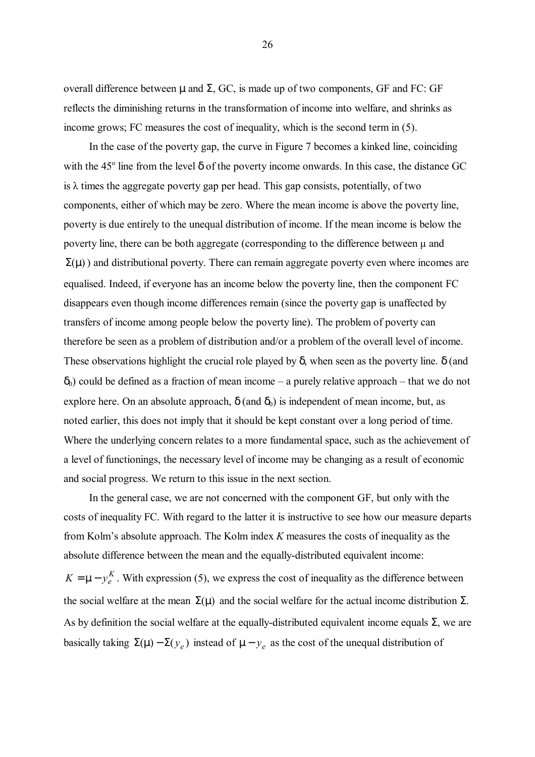overall difference between $\mu$ and $\Sigma$, GC, is made up of two components, GF and FC: GF reflects the diminishing returns in the transformation of income into welfare, and shrinks as income grows; FC measures the cost of inequality, which is the second term in (5).

In the case of the poverty gap, the curve in Figure 7 becomes a kinked line, coinciding with the 45° line from the level $\delta$ of the poverty income onwards. In this case, the distance GC is $\lambda$ times the aggregate poverty gap per head. This gap consists, potentially, of two components, either of which may be zero. Where the mean income is above the poverty line, poverty is due entirely to the unequal distribution of income. If the mean income is below the poverty line, there can be both aggregate (corresponding to the difference between $\mu$ and $\Sigma(\mu)$) and distributional poverty. There can remain aggregate poverty even where incomes are equalised. Indeed, if everyone has an income below the poverty line, then the component FC disappears even though income differences remain (since the poverty gap is unaffected by transfers of income among people below the poverty line). The problem of poverty can therefore be seen as a problem of distribution and/or a problem of the overall level of income. These observations highlight the crucial role played by $\delta$, when seen as the poverty line. $\delta$ (and $\delta_0$) could be defined as a fraction of mean income – a purely relative approach – that we do not explore here. On an absolute approach, $\delta$ (and $\delta_0$) is independent of mean income, but, as noted earlier, this does not imply that it should be kept constant over a long period of time. Where the underlying concern relates to a more fundamental space, such as the achievement of a level of functionings, the necessary level of income may be changing as a result of economic and social progress. We return to this issue in the next section.

In the general case, we are not concerned with the component GF, but only with the costs of inequality FC. With regard to the latter it is instructive to see how our measure departs from Kolm's absolute approach. The Kolm index *K* measures the costs of inequality as the absolute difference between the mean and the equally-distributed equivalent income: $K = \mu - y_e^K$. With expression (5), we express the cost of inequality as the difference between the social welfare at the mean $\Sigma(\mu)$ and the social welfare for the actual income distribution $\Sigma$. As by definition the social welfare at the equally-distributed equivalent income equals $\Sigma$, we are basically taking $\Sigma(\mu) - \Sigma(y_e)$ instead of $\mu - y_e$ as the cost of the unequal distribution of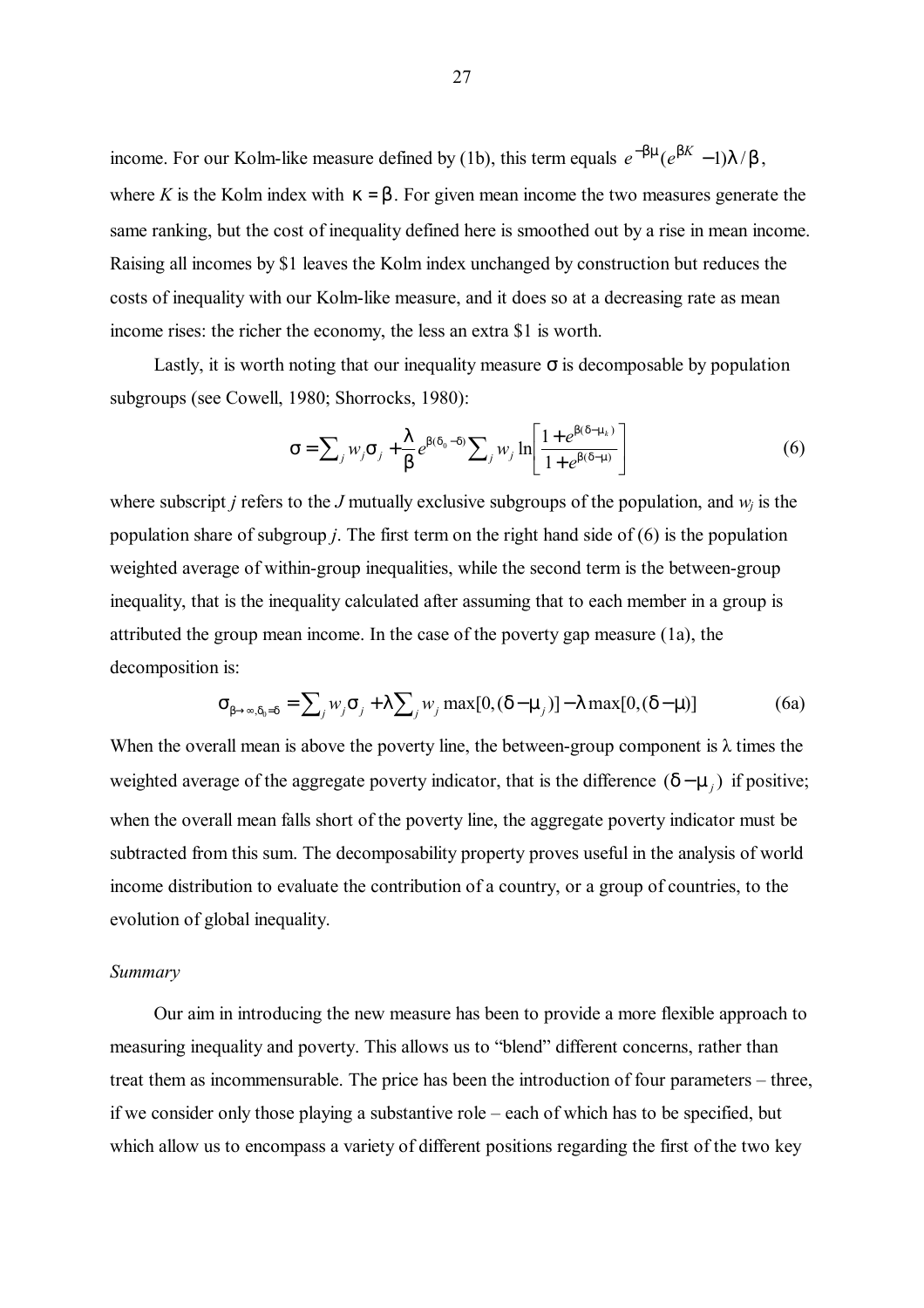income. For our Kolm-like measure defined by (1b), this term equals $e^{-\beta\mu}(e^{\beta K} - 1)\lambda / \beta$, where $K$ is the Kolm index with $\kappa = \beta$. For given mean income the two measures generate the same ranking, but the cost of inequality defined here is smoothed out by a rise in mean income. Raising all incomes by \$1 leaves the Kolm index unchanged by construction but reduces the costs of inequality with our Kolm-like measure, and it does so at a decreasing rate as mean income rises: the richer the economy, the less an extra \$1 is worth.

Lastly, it is worth noting that our inequality measure $\sigma$ is decomposable by population subgroups (see Cowell, 1980; Shorrocks, 1980):

$$\sigma = \sum_j w_j \sigma_j + \frac{\lambda}{\beta} e^{\beta(\delta_0 - \delta)} \sum_j w_j \ln\left[\frac{1 + e^{\beta(\delta - \mu_k)}}{1 + e^{\beta(\delta - \mu)}}\right] \tag{6}$$

where subscript $j$ refers to the $J$ mutually exclusive subgroups of the population, and $w_j$ is the population share of subgroup $j$. The first term on the right hand side of (6) is the population weighted average of within-group inequalities, while the second term is the between-group inequality, that is the inequality calculated after assuming that to each member in a group is attributed the group mean income. In the case of the poverty gap measure (1a), the decomposition is:

$$\sigma_{\beta \to \infty, \delta_0 = \delta} = \sum_j w_j \sigma_j + \lambda \sum_j w_j \max[0, (\delta - \mu_j)] - \lambda \max[0, (\delta - \mu)] \tag{6a}$$

When the overall mean is above the poverty line, the between-group component is $\lambda$ times the weighted average of the aggregate poverty indicator, that is the difference $(\delta - \mu_j)$ if positive; when the overall mean falls short of the poverty line, the aggregate poverty indicator must be subtracted from this sum. The decomposability property proves useful in the analysis of world income distribution to evaluate the contribution of a country, or a group of countries, to the evolution of global inequality.

*Summary*

Our aim in introducing the new measure has been to provide a more flexible approach to measuring inequality and poverty. This allows us to "blend" different concerns, rather than treat them as incommensurable. The price has been the introduction of four parameters – three, if we consider only those playing a substantive role – each of which has to be specified, but which allow us to encompass a variety of different positions regarding the first of the two key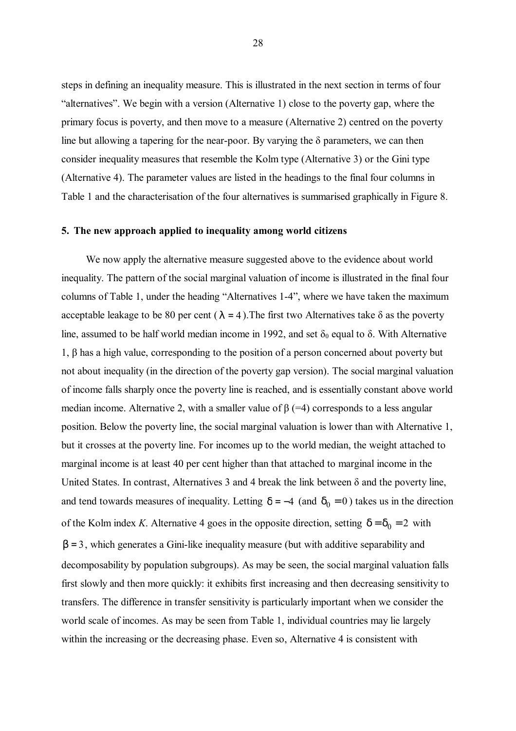steps in defining an inequality measure. This is illustrated in the next section in terms of four "alternatives". We begin with a version (Alternative 1) close to the poverty gap, where the primary focus is poverty, and then move to a measure (Alternative 2) centred on the poverty line but allowing a tapering for the near-poor. By varying the $\delta$ parameters, we can then consider inequality measures that resemble the Kolm type (Alternative 3) or the Gini type (Alternative 4). The parameter values are listed in the headings to the final four columns in Table 1 and the characterisation of the four alternatives is summarised graphically in Figure 8.

## 5. The new approach applied to inequality among world citizens

We now apply the alternative measure suggested above to the evidence about world inequality. The pattern of the social marginal valuation of income is illustrated in the final four columns of Table 1, under the heading "Alternatives 1-4", where we have taken the maximum acceptable leakage to be 80 per cent ($\lambda = 4$).The first two Alternatives take $\delta$ as the poverty line, assumed to be half world median income in 1992, and set $\delta_0$ equal to $\delta$. With Alternative 1, $\beta$ has a high value, corresponding to the position of a person concerned about poverty but not about inequality (in the direction of the poverty gap version). The social marginal valuation of income falls sharply once the poverty line is reached, and is essentially constant above world median income. Alternative 2, with a smaller value of $\beta$ (=4) corresponds to a less angular position. Below the poverty line, the social marginal valuation is lower than with Alternative 1, but it crosses at the poverty line. For incomes up to the world median, the weight attached to marginal income is at least 40 per cent higher than that attached to marginal income in the United States. In contrast, Alternatives 3 and 4 break the link between $\delta$ and the poverty line, and tend towards measures of inequality. Letting $\delta = -4$ (and $\delta_0 = 0$) takes us in the direction of the Kolm index *K*. Alternative 4 goes in the opposite direction, setting $\delta = \delta_0 = 2$ with $\beta = 3$, which generates a Gini-like inequality measure (but with additive separability and decomposability by population subgroups). As may be seen, the social marginal valuation falls first slowly and then more quickly: it exhibits first increasing and then decreasing sensitivity to transfers. The difference in transfer sensitivity is particularly important when we consider the world scale of incomes. As may be seen from Table 1, individual countries may lie largely within the increasing or the decreasing phase. Even so, Alternative 4 is consistent with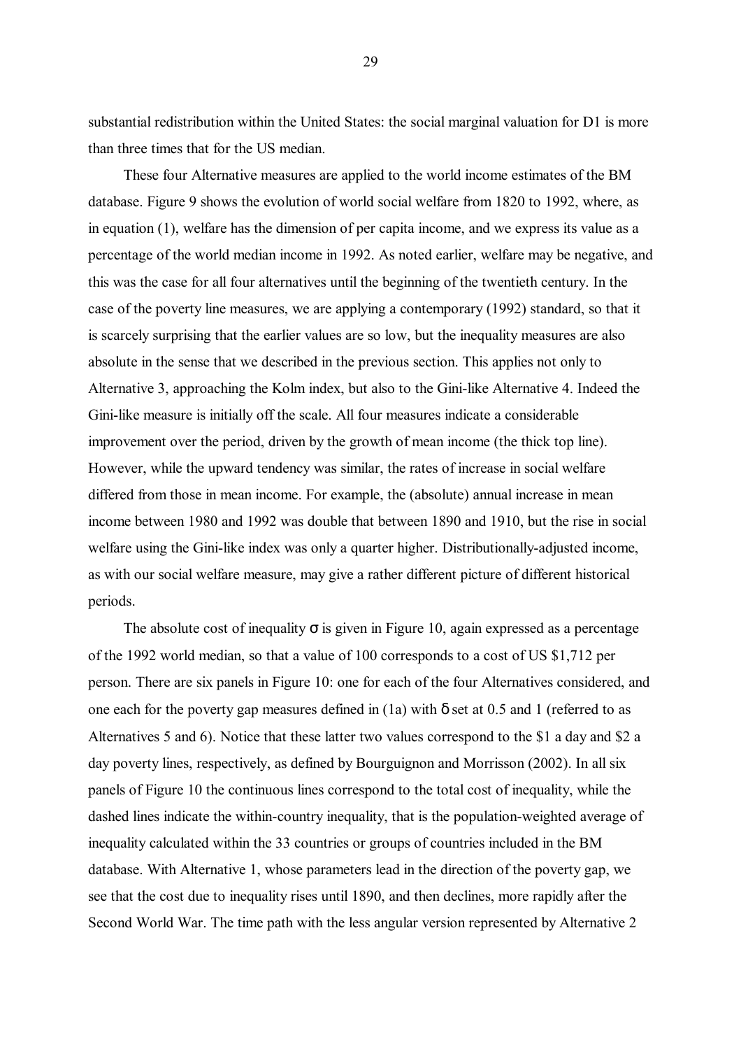substantial redistribution within the United States: the social marginal valuation for D1 is more than three times that for the US median.

These four Alternative measures are applied to the world income estimates of the BM database. Figure 9 shows the evolution of world social welfare from 1820 to 1992, where, as in equation (1), welfare has the dimension of per capita income, and we express its value as a percentage of the world median income in 1992. As noted earlier, welfare may be negative, and this was the case for all four alternatives until the beginning of the twentieth century. In the case of the poverty line measures, we are applying a contemporary (1992) standard, so that it is scarcely surprising that the earlier values are so low, but the inequality measures are also absolute in the sense that we described in the previous section. This applies not only to Alternative 3, approaching the Kolm index, but also to the Gini-like Alternative 4. Indeed the Gini-like measure is initially off the scale. All four measures indicate a considerable improvement over the period, driven by the growth of mean income (the thick top line). However, while the upward tendency was similar, the rates of increase in social welfare differed from those in mean income. For example, the (absolute) annual increase in mean income between 1980 and 1992 was double that between 1890 and 1910, but the rise in social welfare using the Gini-like index was only a quarter higher. Distributionally-adjusted income, as with our social welfare measure, may give a rather different picture of different historical periods.

The absolute cost of inequality $\sigma$ is given in Figure 10, again expressed as a percentage of the 1992 world median, so that a value of 100 corresponds to a cost of US $1,712 per person. There are six panels in Figure 10: one for each of the four Alternatives considered, and one each for the poverty gap measures defined in (1a) with $\delta$ set at 0.5 and 1 (referred to as Alternatives 5 and 6). Notice that these latter two values correspond to the $1 a day and $2 a day poverty lines, respectively, as defined by Bourguignon and Morrisson (2002). In all six panels of Figure 10 the continuous lines correspond to the total cost of inequality, while the dashed lines indicate the within-country inequality, that is the population-weighted average of inequality calculated within the 33 countries or groups of countries included in the BM database. With Alternative 1, whose parameters lead in the direction of the poverty gap, we see that the cost due to inequality rises until 1890, and then declines, more rapidly after the Second World War. The time path with the less angular version represented by Alternative 2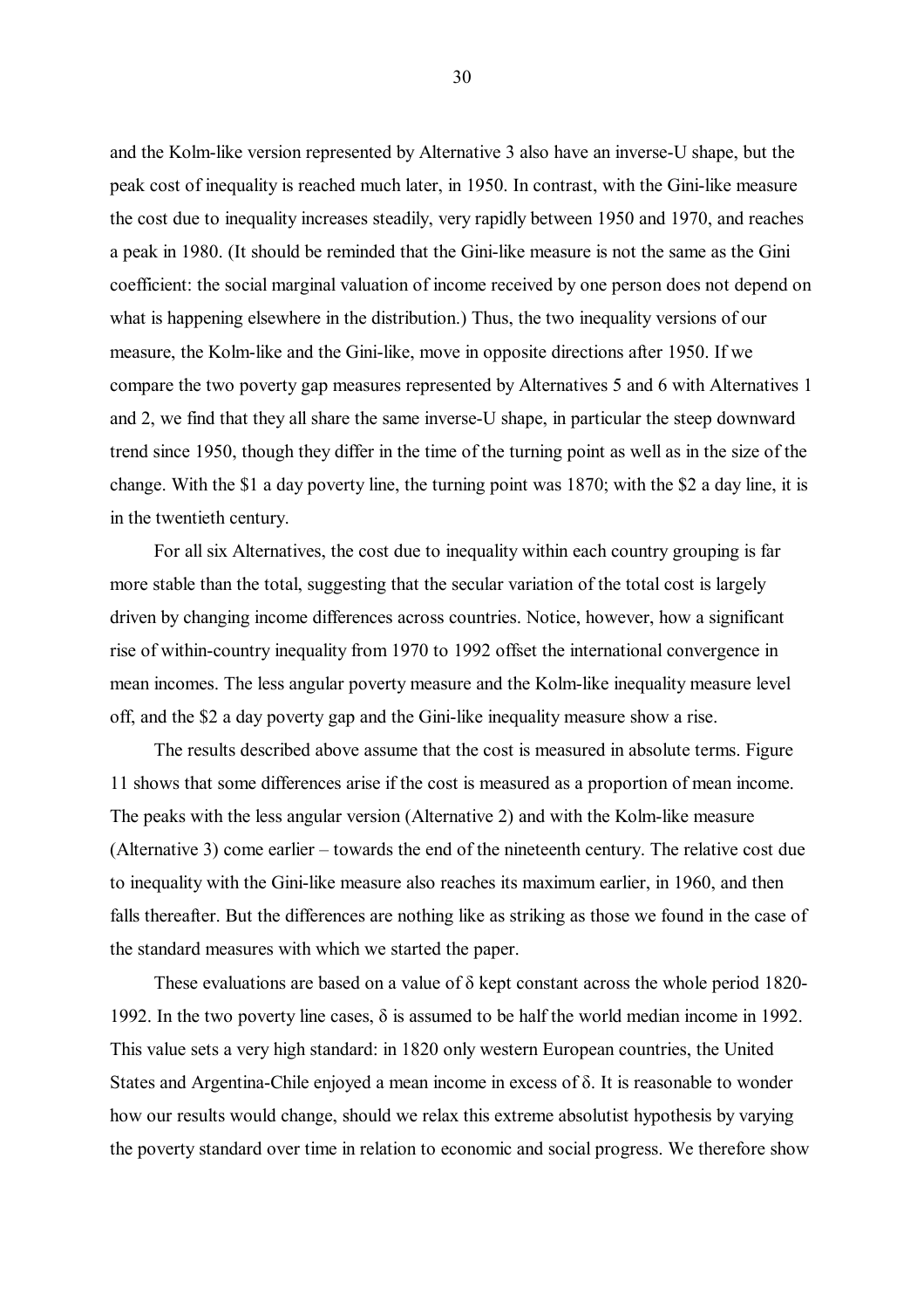and the Kolm-like version represented by Alternative 3 also have an inverse-U shape, but the peak cost of inequality is reached much later, in 1950. In contrast, with the Gini-like measure the cost due to inequality increases steadily, very rapidly between 1950 and 1970, and reaches a peak in 1980. (It should be reminded that the Gini-like measure is not the same as the Gini coefficient: the social marginal valuation of income received by one person does not depend on what is happening elsewhere in the distribution.) Thus, the two inequality versions of our measure, the Kolm-like and the Gini-like, move in opposite directions after 1950. If we compare the two poverty gap measures represented by Alternatives 5 and 6 with Alternatives 1 and 2, we find that they all share the same inverse-U shape, in particular the steep downward trend since 1950, though they differ in the time of the turning point as well as in the size of the change. With the $1 a day poverty line, the turning point was 1870; with the $2 a day line, it is in the twentieth century.

For all six Alternatives, the cost due to inequality within each country grouping is far more stable than the total, suggesting that the secular variation of the total cost is largely driven by changing income differences across countries. Notice, however, how a significant rise of within-country inequality from 1970 to 1992 offset the international convergence in mean incomes. The less angular poverty measure and the Kolm-like inequality measure level off, and the $2 a day poverty gap and the Gini-like inequality measure show a rise.

The results described above assume that the cost is measured in absolute terms. Figure 11 shows that some differences arise if the cost is measured as a proportion of mean income. The peaks with the less angular version (Alternative 2) and with the Kolm-like measure (Alternative 3) come earlier – towards the end of the nineteenth century. The relative cost due to inequality with the Gini-like measure also reaches its maximum earlier, in 1960, and then falls thereafter. But the differences are nothing like as striking as those we found in the case of the standard measures with which we started the paper.

These evaluations are based on a value of $\delta$ kept constant across the whole period 1820-1992. In the two poverty line cases, $\delta$ is assumed to be half the world median income in 1992. This value sets a very high standard: in 1820 only western European countries, the United States and Argentina-Chile enjoyed a mean income in excess of $\delta$. It is reasonable to wonder how our results would change, should we relax this extreme absolutist hypothesis by varying the poverty standard over time in relation to economic and social progress. We therefore show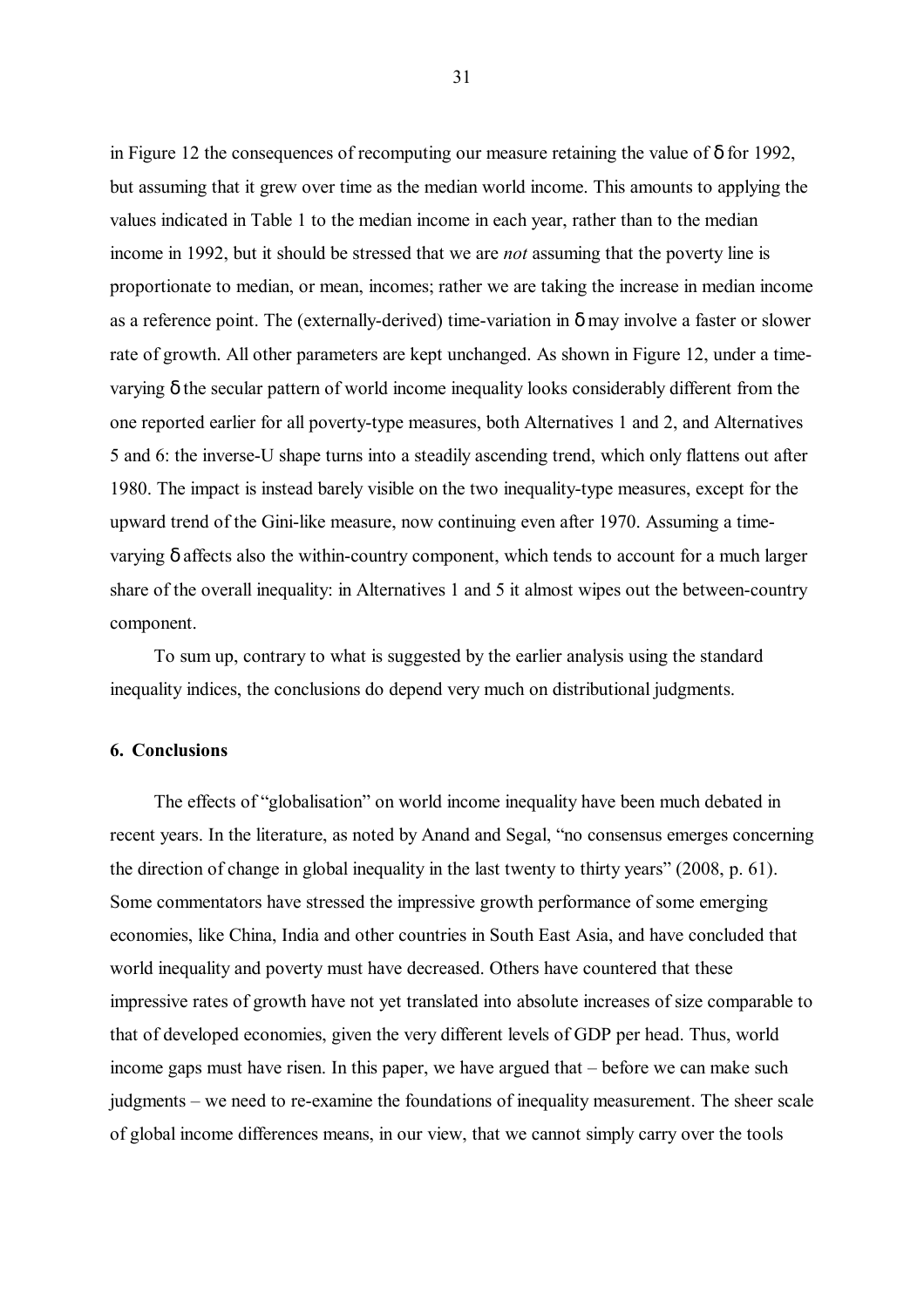in Figure 12 the consequences of recomputing our measure retaining the value of $\delta$ for 1992, but assuming that it grew over time as the median world income. This amounts to applying the values indicated in Table 1 to the median income in each year, rather than to the median income in 1992, but it should be stressed that we are *not* assuming that the poverty line is proportionate to median, or mean, incomes; rather we are taking the increase in median income as a reference point. The (externally-derived) time-variation in $\delta$ may involve a faster or slower rate of growth. All other parameters are kept unchanged. As shown in Figure 12, under a time-varying $\delta$ the secular pattern of world income inequality looks considerably different from the one reported earlier for all poverty-type measures, both Alternatives 1 and 2, and Alternatives 5 and 6: the inverse-U shape turns into a steadily ascending trend, which only flattens out after 1980. The impact is instead barely visible on the two inequality-type measures, except for the upward trend of the Gini-like measure, now continuing even after 1970. Assuming a time-varying $\delta$ affects also the within-country component, which tends to account for a much larger share of the overall inequality: in Alternatives 1 and 5 it almost wipes out the between-country component.

To sum up, contrary to what is suggested by the earlier analysis using the standard inequality indices, the conclusions do depend very much on distributional judgments.

### 6. Conclusions

The effects of "globalisation" on world income inequality have been much debated in recent years. In the literature, as noted by Anand and Segal, "no consensus emerges concerning the direction of change in global inequality in the last twenty to thirty years" (2008, p. 61). Some commentators have stressed the impressive growth performance of some emerging economies, like China, India and other countries in South East Asia, and have concluded that world inequality and poverty must have decreased. Others have countered that these impressive rates of growth have not yet translated into absolute increases of size comparable to that of developed economies, given the very different levels of GDP per head. Thus, world income gaps must have risen. In this paper, we have argued that – before we can make such judgments – we need to re-examine the foundations of inequality measurement. The sheer scale of global income differences means, in our view, that we cannot simply carry over the tools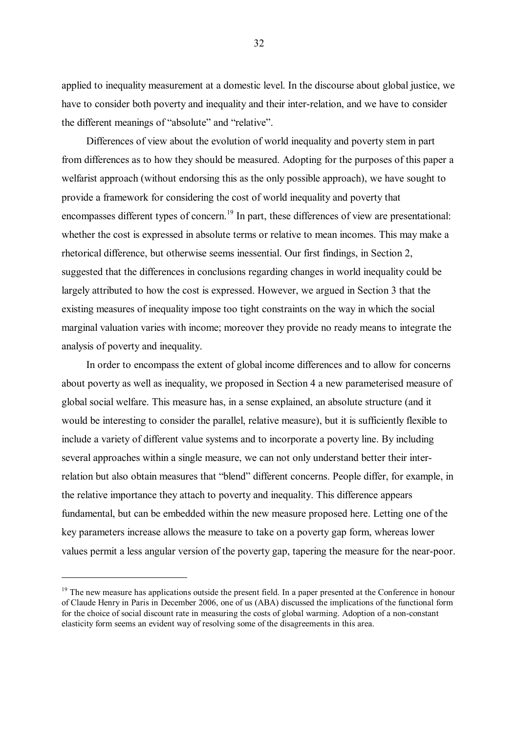applied to inequality measurement at a domestic level. In the discourse about global justice, we have to consider both poverty and inequality and their inter-relation, and we have to consider the different meanings of "absolute" and "relative".

Differences of view about the evolution of world inequality and poverty stem in part from differences as to how they should be measured. Adopting for the purposes of this paper a welfarist approach (without endorsing this as the only possible approach), we have sought to provide a framework for considering the cost of world inequality and poverty that encompasses different types of concern.[19] In part, these differences of view are presentational: whether the cost is expressed in absolute terms or relative to mean incomes. This may make a rhetorical difference, but otherwise seems inessential. Our first findings, in Section 2, suggested that the differences in conclusions regarding changes in world inequality could be largely attributed to how the cost is expressed. However, we argued in Section 3 that the existing measures of inequality impose too tight constraints on the way in which the social marginal valuation varies with income; moreover they provide no ready means to integrate the analysis of poverty and inequality.

In order to encompass the extent of global income differences and to allow for concerns about poverty as well as inequality, we proposed in Section 4 a new parameterised measure of global social welfare. This measure has, in a sense explained, an absolute structure (and it would be interesting to consider the parallel, relative measure), but it is sufficiently flexible to include a variety of different value systems and to incorporate a poverty line. By including several approaches within a single measure, we can not only understand better their inter-relation but also obtain measures that "blend" different concerns. People differ, for example, in the relative importance they attach to poverty and inequality. This difference appears fundamental, but can be embedded within the new measure proposed here. Letting one of the key parameters increase allows the measure to take on a poverty gap form, whereas lower values permit a less angular version of the poverty gap, tapering the measure for the near-poor.

[19] The new measure has applications outside the present field. In a paper presented at the Conference in honour of Claude Henry in Paris in December 2006, one of us (ABA) discussed the implications of the functional form for the choice of social discount rate in measuring the costs of global warming. Adoption of a non-constant elasticity form seems an evident way of resolving some of the disagreements in this area.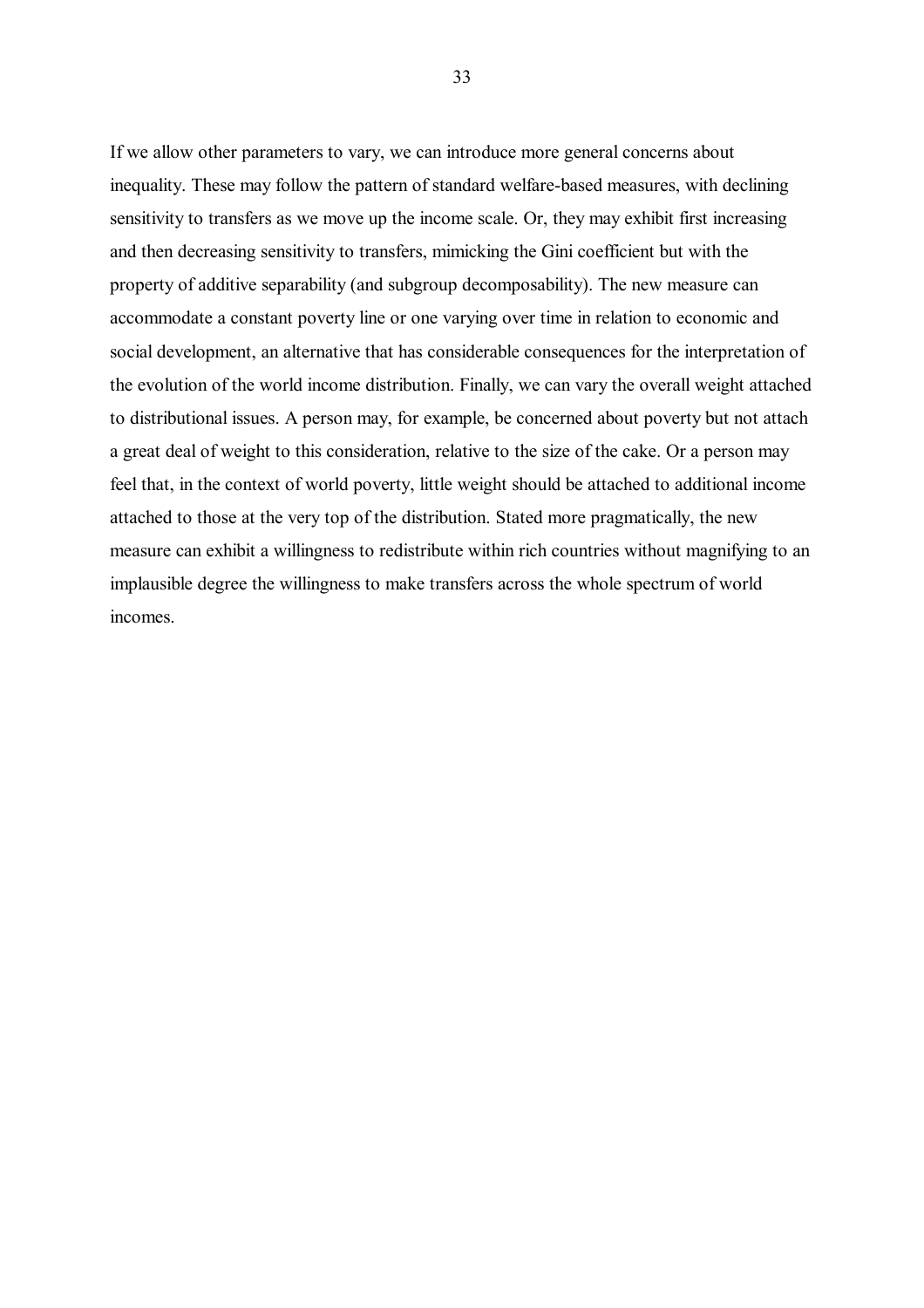If we allow other parameters to vary, we can introduce more general concerns about inequality. These may follow the pattern of standard welfare-based measures, with declining sensitivity to transfers as we move up the income scale. Or, they may exhibit first increasing and then decreasing sensitivity to transfers, mimicking the Gini coefficient but with the property of additive separability (and subgroup decomposability). The new measure can accommodate a constant poverty line or one varying over time in relation to economic and social development, an alternative that has considerable consequences for the interpretation of the evolution of the world income distribution. Finally, we can vary the overall weight attached to distributional issues. A person may, for example, be concerned about poverty but not attach a great deal of weight to this consideration, relative to the size of the cake. Or a person may feel that, in the context of world poverty, little weight should be attached to additional income attached to those at the very top of the distribution. Stated more pragmatically, the new measure can exhibit a willingness to redistribute within rich countries without magnifying to an implausible degree the willingness to make transfers across the whole spectrum of world incomes.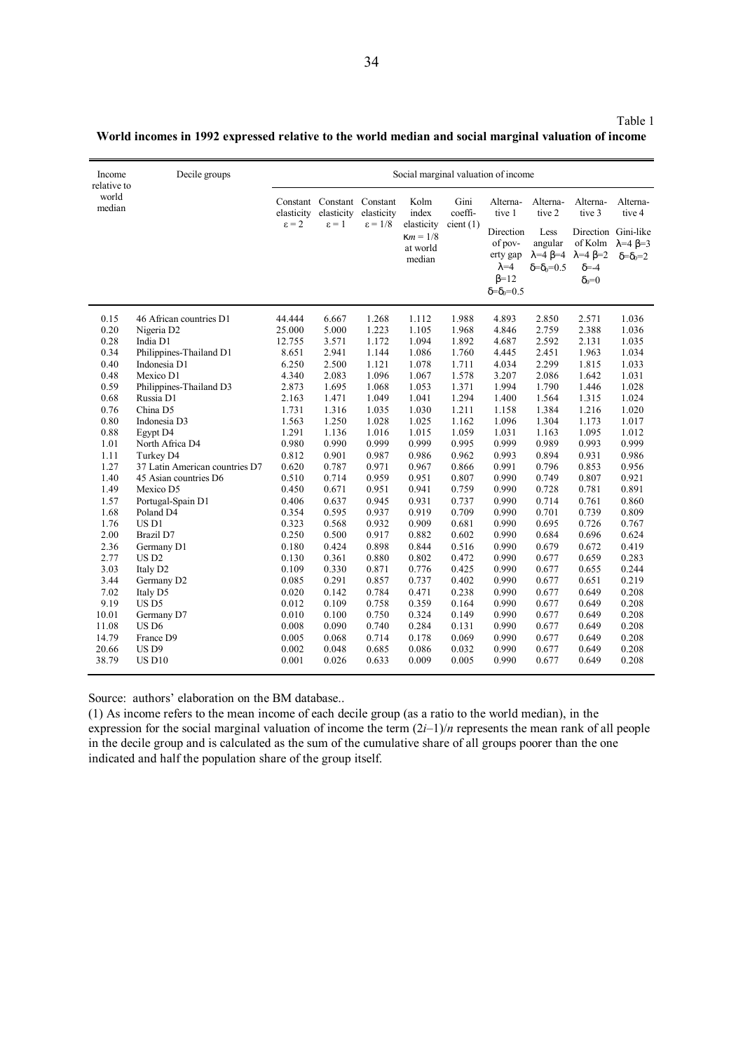Table 1

**World incomes in 1992 expressed relative to the world median and social marginal valuation of income**

| Income relative to world median | Decile groups | Social marginal valuation of income | | | | | | | | |
|---|---|---|---|---|---|---|---|---|---|---|
| | | Constant elasticity $\varepsilon = 2$ | Constant elasticity $\varepsilon = 1$ | Constant elasticity $\varepsilon = 1/8$ | Kolm index elasticity $\kappa m = 1/8$ at world median | Gini coefficient (1) | Alternative 1 Direction of poverty gap $\lambda$=4 $\beta$=12 $\delta$=$\delta_0$=0.5 | Alternative 2 Less angular $\lambda$=4 $\beta$=4 $\delta$=$\delta_0$=0.5 | Alternative 3 Direction of Kolm $\lambda$=4 $\beta$=2 $\delta$=-4 $\delta_0$=0 | Alternative 4 Gini-like $\lambda$=4 $\beta$=3 $\delta$=$\delta_0$=2 |
| 0.15 | 46 African countries D1 | 44.444 | 6.667 | 1.268 | 1.112 | 1.988 | 4.893 | 2.850 | 2.571 | 1.036 |
| 0.20 | Nigeria D2 | 25.000 | 5.000 | 1.223 | 1.105 | 1.968 | 4.846 | 2.759 | 2.388 | 1.036 |
| 0.28 | India D1 | 12.755 | 3.571 | 1.172 | 1.094 | 1.892 | 4.687 | 2.592 | 2.131 | 1.035 |
| 0.34 | Philippines-Thailand D1 | 8.651 | 2.941 | 1.144 | 1.086 | 1.760 | 4.445 | 2.451 | 1.963 | 1.034 |
| 0.40 | Indonesia D1 | 6.250 | 2.500 | 1.121 | 1.078 | 1.711 | 4.034 | 2.299 | 1.815 | 1.033 |
| 0.48 | Mexico D1 | 4.340 | 2.083 | 1.096 | 1.067 | 1.578 | 3.207 | 2.086 | 1.642 | 1.031 |
| 0.59 | Philippines-Thailand D3 | 2.873 | 1.695 | 1.068 | 1.053 | 1.371 | 1.994 | 1.790 | 1.446 | 1.028 |
| 0.68 | Russia D1 | 2.163 | 1.471 | 1.049 | 1.041 | 1.294 | 1.400 | 1.564 | 1.315 | 1.024 |
| 0.76 | China D5 | 1.731 | 1.316 | 1.035 | 1.030 | 1.211 | 1.158 | 1.384 | 1.216 | 1.020 |
| 0.80 | Indonesia D3 | 1.563 | 1.250 | 1.028 | 1.025 | 1.162 | 1.096 | 1.304 | 1.173 | 1.017 |
| 0.88 | Egypt D4 | 1.291 | 1.136 | 1.016 | 1.015 | 1.059 | 1.031 | 1.163 | 1.095 | 1.012 |
| 1.01 | North Africa D4 | 0.980 | 0.990 | 0.999 | 0.999 | 0.995 | 0.999 | 0.989 | 0.993 | 0.999 |
| 1.11 | Turkey D4 | 0.812 | 0.901 | 0.987 | 0.986 | 0.962 | 0.993 | 0.894 | 0.931 | 0.986 |
| 1.27 | 37 Latin American countries D7 | 0.620 | 0.787 | 0.971 | 0.967 | 0.866 | 0.991 | 0.796 | 0.853 | 0.956 |
| 1.40 | 45 Asian countries D6 | 0.510 | 0.714 | 0.959 | 0.951 | 0.807 | 0.990 | 0.749 | 0.807 | 0.921 |
| 1.49 | Mexico D5 | 0.450 | 0.671 | 0.951 | 0.941 | 0.759 | 0.990 | 0.728 | 0.781 | 0.891 |
| 1.57 | Portugal-Spain D1 | 0.406 | 0.637 | 0.945 | 0.931 | 0.737 | 0.990 | 0.714 | 0.761 | 0.860 |
| 1.68 | Poland D4 | 0.354 | 0.595 | 0.937 | 0.919 | 0.709 | 0.990 | 0.701 | 0.739 | 0.809 |
| 1.76 | US D1 | 0.323 | 0.568 | 0.932 | 0.909 | 0.681 | 0.990 | 0.695 | 0.726 | 0.767 |
| 2.00 | Brazil D7 | 0.250 | 0.500 | 0.917 | 0.882 | 0.602 | 0.990 | 0.684 | 0.696 | 0.624 |
| 2.36 | Germany D1 | 0.180 | 0.424 | 0.898 | 0.844 | 0.516 | 0.990 | 0.679 | 0.672 | 0.419 |
| 2.77 | US D2 | 0.130 | 0.361 | 0.880 | 0.802 | 0.472 | 0.990 | 0.677 | 0.659 | 0.283 |
| 3.03 | Italy D2 | 0.109 | 0.330 | 0.871 | 0.776 | 0.425 | 0.990 | 0.677 | 0.655 | 0.244 |
| 3.44 | Germany D2 | 0.085 | 0.291 | 0.857 | 0.737 | 0.402 | 0.990 | 0.677 | 0.651 | 0.219 |
| 7.02 | Italy D5 | 0.020 | 0.142 | 0.784 | 0.471 | 0.238 | 0.990 | 0.677 | 0.649 | 0.208 |
| 9.19 | US D5 | 0.012 | 0.109 | 0.758 | 0.359 | 0.164 | 0.990 | 0.677 | 0.649 | 0.208 |
| 10.01 | Germany D7 | 0.010 | 0.100 | 0.750 | 0.324 | 0.149 | 0.990 | 0.677 | 0.649 | 0.208 |
| 11.08 | US D6 | 0.008 | 0.090 | 0.740 | 0.284 | 0.131 | 0.990 | 0.677 | 0.649 | 0.208 |
| 14.79 | France D9 | 0.005 | 0.068 | 0.714 | 0.178 | 0.069 | 0.990 | 0.677 | 0.649 | 0.208 |
| 20.66 | US D9 | 0.002 | 0.048 | 0.685 | 0.086 | 0.032 | 0.990 | 0.677 | 0.649 | 0.208 |
| 38.79 | US D10 | 0.001 | 0.026 | 0.633 | 0.009 | 0.005 | 0.990 | 0.677 | 0.649 | 0.208 |

Source: authors' elaboration on the BM database..

(1) As income refers to the mean income of each decile group (as a ratio to the world median), in the expression for the social marginal valuation of income the term $(2i-1)/n$ represents the mean rank of all people in the decile group and is calculated as the sum of the cumulative share of all groups poorer than the one indicated and half the population share of the group itself.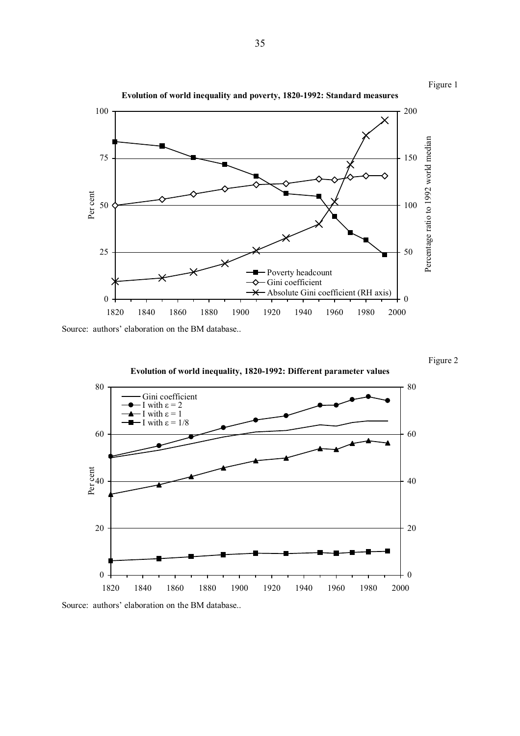Figure 1

**Evolution of world inequality and poverty, 1820-1992: Standard measures**

Source: authors' elaboration on the BM database..

Figure 2

**Evolution of world inequality, 1820-1992: Different parameter values**

Source: authors' elaboration on the BM database..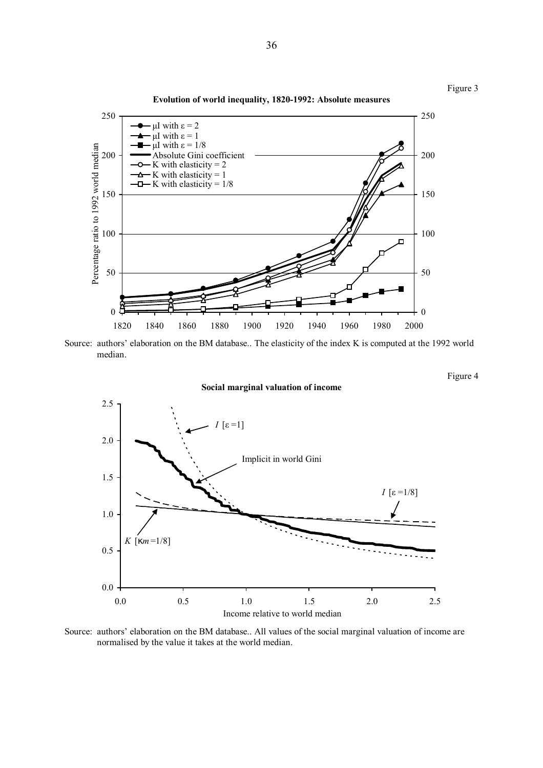Figure 3

**Evolution of world inequality, 1820-1992: Absolute measures**

Source: authors' elaboration on the BM database.. The elasticity of the index K is computed at the 1992 world median.

Figure 4

**Social marginal valuation of income**

Source: authors' elaboration on the BM database.. All values of the social marginal valuation of income are normalised by the value it takes at the world median.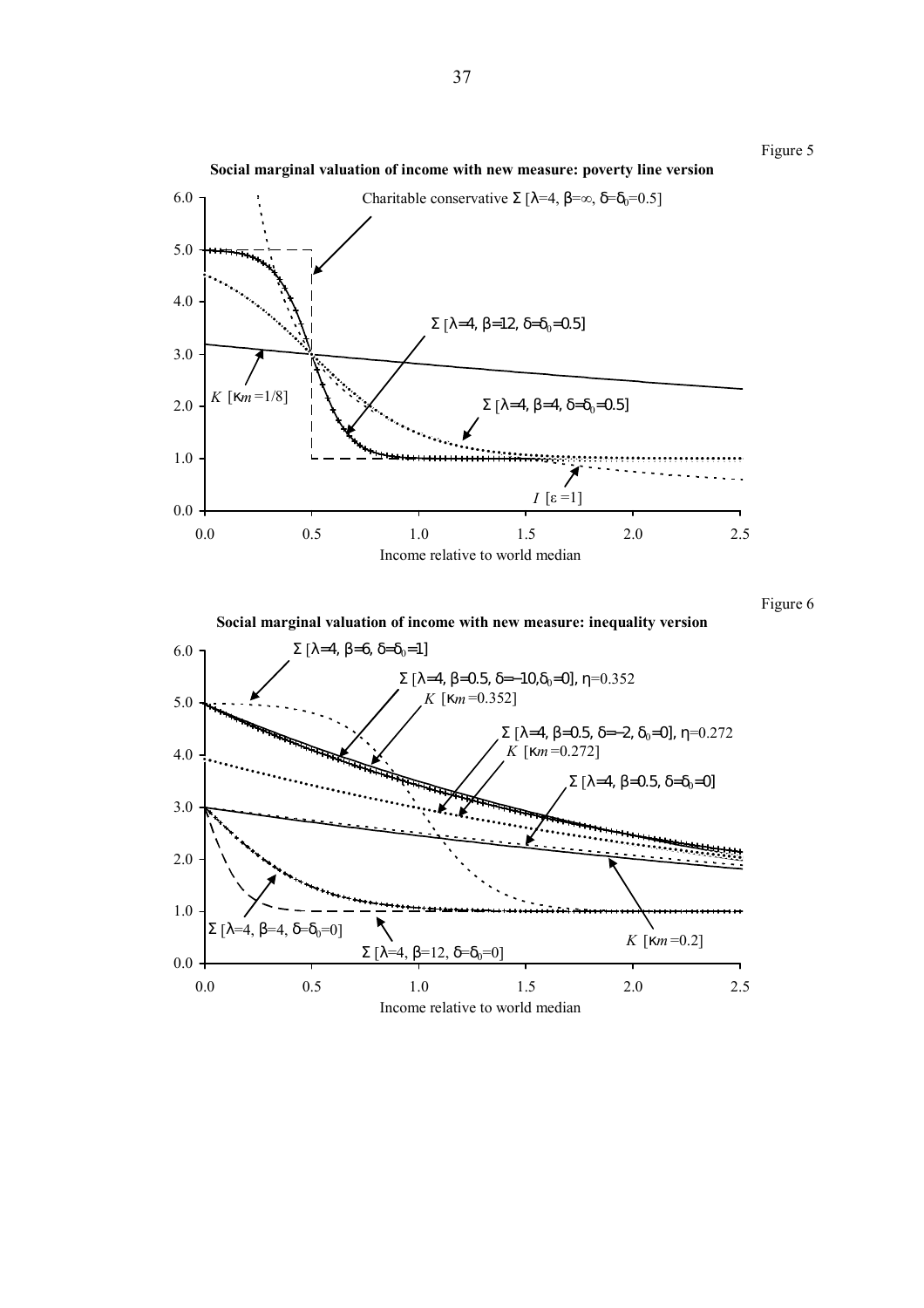Figure 5

**Social marginal valuation of income with new measure: poverty line version**

Charitable conservative $\Sigma$ [$\lambda$=4, $\beta$=$\infty$, $\delta$=$\delta_0$=0.5]

$\Sigma$ [$\lambda$=4, $\beta$=12, $\delta$=$\delta_0$=0.5]

$\Sigma$ [$\lambda$=4, $\beta$=4, $\delta$=$\delta_0$=0.5]

$K$ [$\kappa m$=1/8]

$I$ [$\varepsilon$=1]

Income relative to world median

Figure 6

**Social marginal valuation of income with new measure: inequality version**

$\Sigma$ [$\lambda$=4, $\beta$=6, $\delta$=$\delta_0$=1]

$\Sigma$ [$\lambda$=4, $\beta$=0.5, $\delta$=−10, $\delta_0$=0], $\eta$=0.352

$K$ [$\kappa m$=0.352]

$\Sigma$ [$\lambda$=4, $\beta$=0.5, $\delta$=−2, $\delta_0$=0], $\eta$=0.272

$K$ [$\kappa m$=0.272]

$\Sigma$ [$\lambda$=4, $\beta$=0.5, $\delta$=$\delta_0$=0]

$\Sigma$ [$\lambda$=4, $\beta$=4, $\delta$=$\delta_0$=0]

$\Sigma$ [$\lambda$=4, $\beta$=12, $\delta$=$\delta_0$=0]

$K$ [$\kappa m$=0.2]

Income relative to world median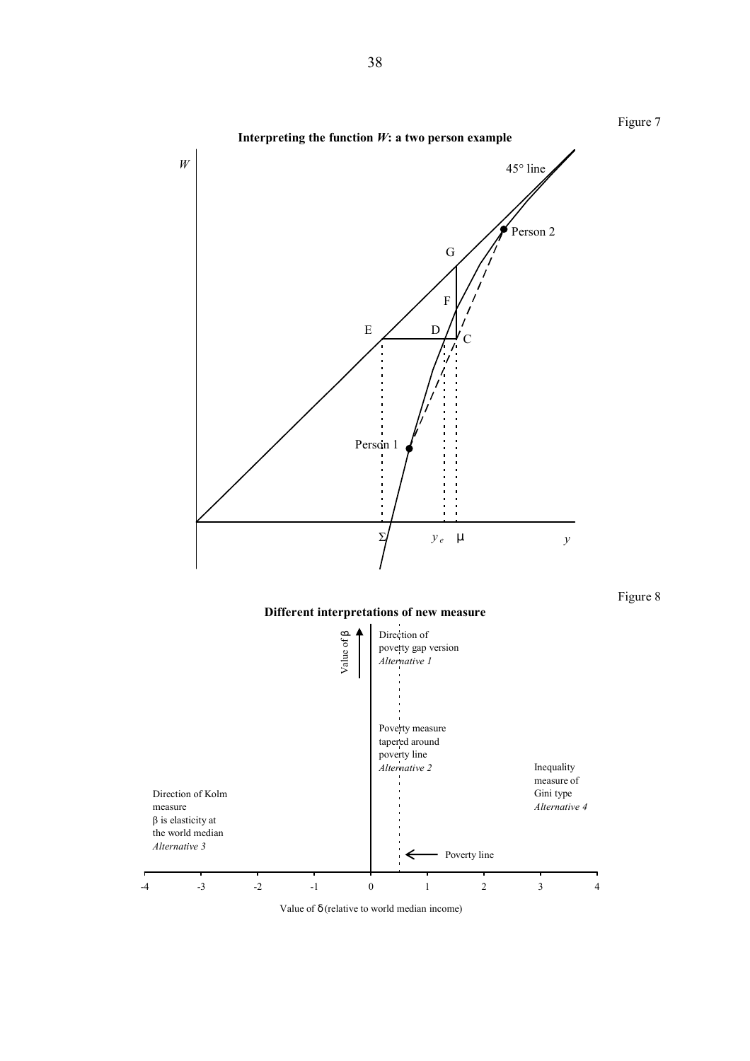Figure 7

**Interpreting the function $W$: a two person example**

Figure 8

**Different interpretations of new measure**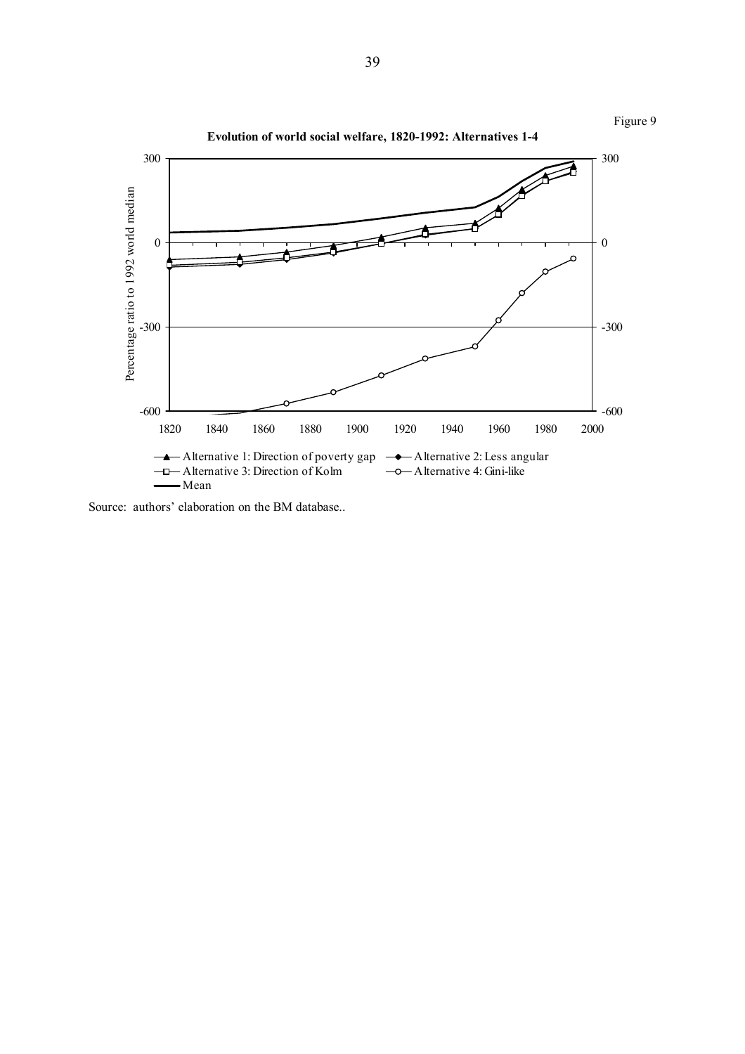Figure 9

**Evolution of world social welfare, 1820-1992: Alternatives 1-4**

Source: authors' elaboration on the BM database..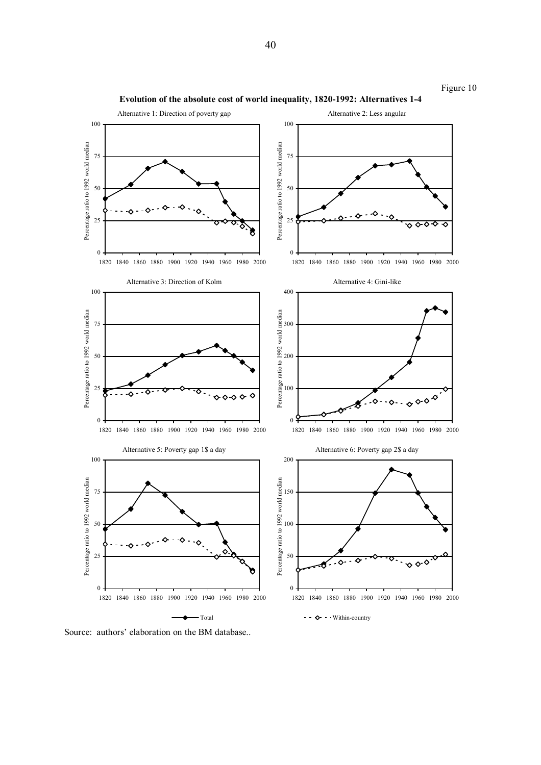Figure 10

**Evolution of the absolute cost of world inequality, 1820-1992: Alternatives 1-4**

Source: authors' elaboration on the BM database..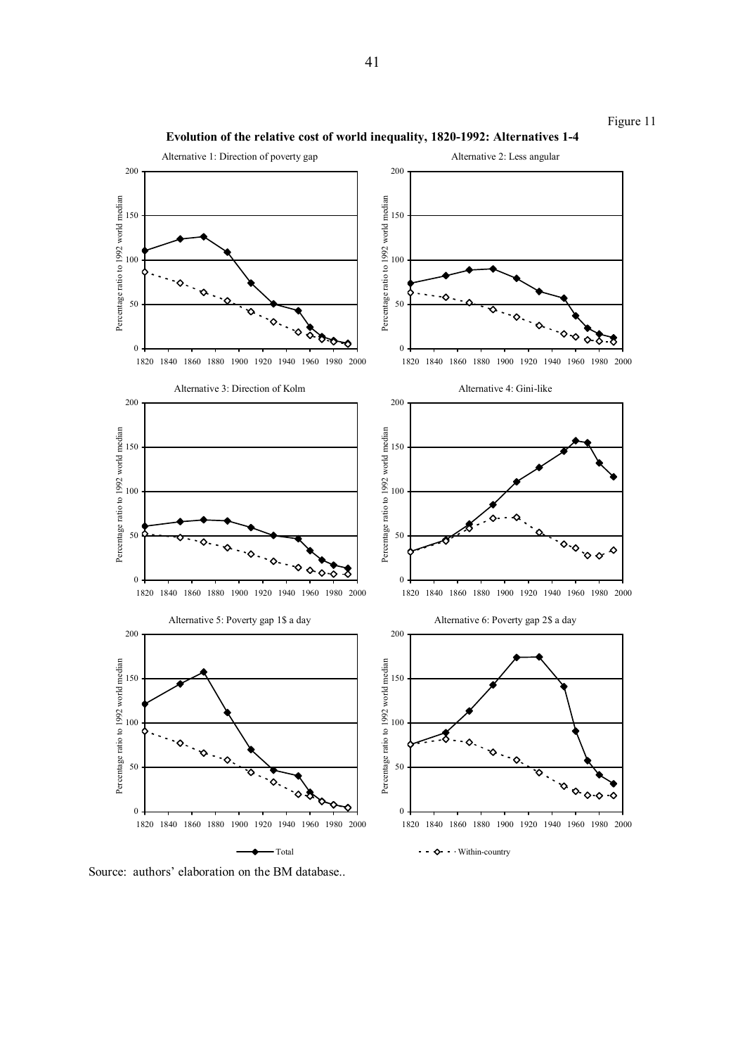Figure 11

**Evolution of the relative cost of world inequality, 1820-1992: Alternatives 1-4**

Source: authors' elaboration on the BM database..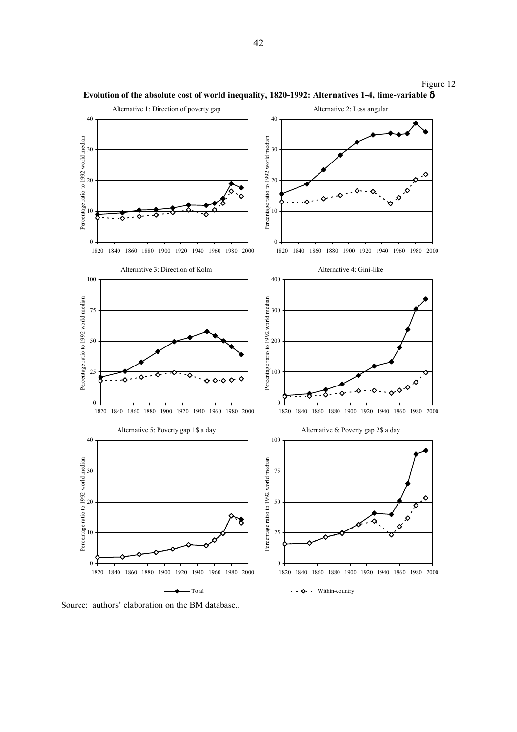Figure 12

**Evolution of the absolute cost of world inequality, 1820-1992: Alternatives 1-4, time-variable δ**

Source: authors' elaboration on the BM database..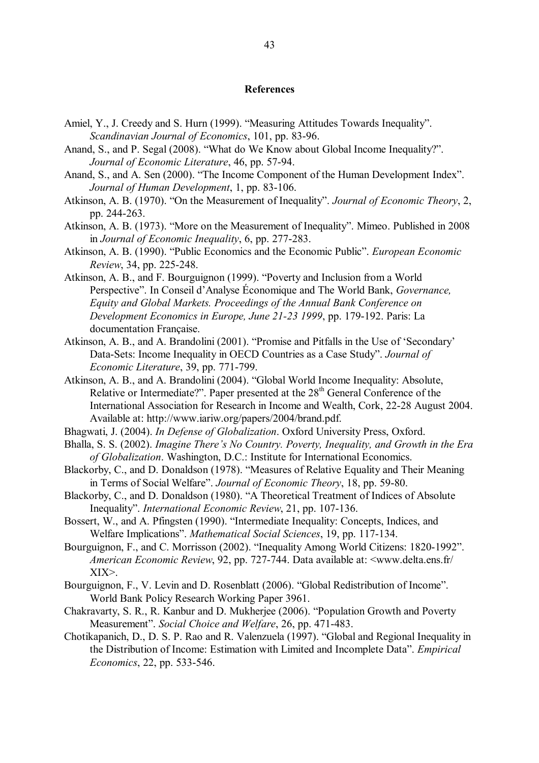## References

Amiel, Y., J. Creedy and S. Hurn (1999). "Measuring Attitudes Towards Inequality". *Scandinavian Journal of Economics*, 101, pp. 83-96.

Anand, S., and P. Segal (2008). "What do We Know about Global Income Inequality?". *Journal of Economic Literature*, 46, pp. 57-94.

Anand, S., and A. Sen (2000). "The Income Component of the Human Development Index". *Journal of Human Development*, 1, pp. 83-106.

Atkinson, A. B. (1970). "On the Measurement of Inequality". *Journal of Economic Theory*, 2, pp. 244-263.

Atkinson, A. B. (1973). "More on the Measurement of Inequality". Mimeo. Published in 2008 in *Journal of Economic Inequality*, 6, pp. 277-283.

Atkinson, A. B. (1990). "Public Economics and the Economic Public". *European Economic Review*, 34, pp. 225-248.

Atkinson, A. B., and F. Bourguignon (1999). "Poverty and Inclusion from a World Perspective". In Conseil d'Analyse Économique and The World Bank, *Governance, Equity and Global Markets. Proceedings of the Annual Bank Conference on Development Economics in Europe, June 21-23 1999*, pp. 179-192. Paris: La documentation Française.

Atkinson, A. B., and A. Brandolini (2001). "Promise and Pitfalls in the Use of 'Secondary' Data-Sets: Income Inequality in OECD Countries as a Case Study". *Journal of Economic Literature*, 39, pp. 771-799.

Atkinson, A. B., and A. Brandolini (2004). "Global World Income Inequality: Absolute, Relative or Intermediate?". Paper presented at the 28th General Conference of the International Association for Research in Income and Wealth, Cork, 22-28 August 2004. Available at: http://www.iariw.org/papers/2004/brand.pdf.

Bhagwati, J. (2004). *In Defense of Globalization*. Oxford University Press, Oxford.

Bhalla, S. S. (2002). *Imagine There's No Country. Poverty, Inequality, and Growth in the Era of Globalization*. Washington, D.C.: Institute for International Economics.

Blackorby, C., and D. Donaldson (1978). "Measures of Relative Equality and Their Meaning in Terms of Social Welfare". *Journal of Economic Theory*, 18, pp. 59-80.

Blackorby, C., and D. Donaldson (1980). "A Theoretical Treatment of Indices of Absolute Inequality". *International Economic Review*, 21, pp. 107-136.

Bossert, W., and A. Pfingsten (1990). "Intermediate Inequality: Concepts, Indices, and Welfare Implications". *Mathematical Social Sciences*, 19, pp. 117-134.

Bourguignon, F., and C. Morrisson (2002). "Inequality Among World Citizens: 1820-1992". *American Economic Review*, 92, pp. 727-744. Data available at: <www.delta.ens.fr/XIX>.

Bourguignon, F., V. Levin and D. Rosenblatt (2006). "Global Redistribution of Income". World Bank Policy Research Working Paper 3961.

Chakravarty, S. R., R. Kanbur and D. Mukherjee (2006). "Population Growth and Poverty Measurement". *Social Choice and Welfare*, 26, pp. 471-483.

Chotikapanich, D., D. S. P. Rao and R. Valenzuela (1997). "Global and Regional Inequality in the Distribution of Income: Estimation with Limited and Incomplete Data". *Empirical Economics*, 22, pp. 533-546.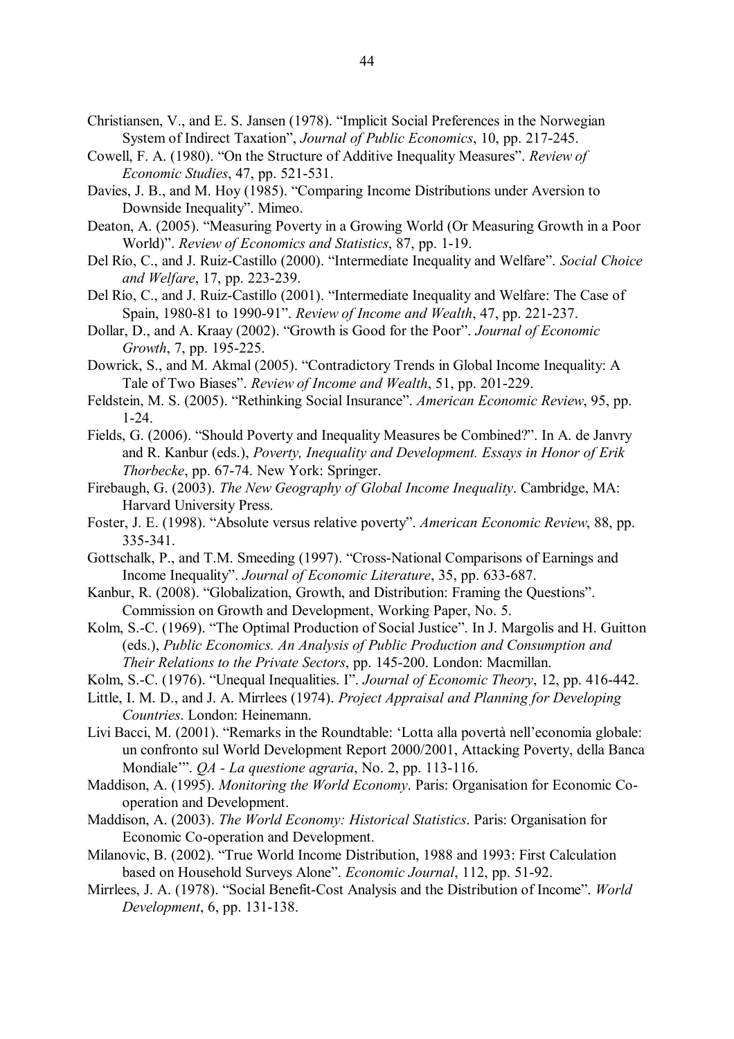Christiansen, V., and E. S. Jansen (1978). "Implicit Social Preferences in the Norwegian System of Indirect Taxation", *Journal of Public Economics*, 10, pp. 217-245.

Cowell, F. A. (1980). "On the Structure of Additive Inequality Measures". *Review of Economic Studies*, 47, pp. 521-531.

Davies, J. B., and M. Hoy (1985). "Comparing Income Distributions under Aversion to Downside Inequality". Mimeo.

Deaton, A. (2005). "Measuring Poverty in a Growing World (Or Measuring Growth in a Poor World)". *Review of Economics and Statistics*, 87, pp. 1-19.

Del Río, C., and J. Ruiz-Castillo (2000). "Intermediate Inequality and Welfare". *Social Choice and Welfare*, 17, pp. 223-239.

Del Río, C., and J. Ruiz-Castillo (2001). "Intermediate Inequality and Welfare: The Case of Spain, 1980-81 to 1990-91". *Review of Income and Wealth*, 47, pp. 221-237.

Dollar, D., and A. Kraay (2002). "Growth is Good for the Poor". *Journal of Economic Growth*, 7, pp. 195-225.

Dowrick, S., and M. Akmal (2005). "Contradictory Trends in Global Income Inequality: A Tale of Two Biases". *Review of Income and Wealth*, 51, pp. 201-229.

Feldstein, M. S. (2005). "Rethinking Social Insurance". *American Economic Review*, 95, pp. 1-24.

Fields, G. (2006). "Should Poverty and Inequality Measures be Combined?". In A. de Janvry and R. Kanbur (eds.), *Poverty, Inequality and Development. Essays in Honor of Erik Thorbecke*, pp. 67-74. New York: Springer.

Firebaugh, G. (2003). *The New Geography of Global Income Inequality*. Cambridge, MA: Harvard University Press.

Foster, J. E. (1998). "Absolute versus relative poverty". *American Economic Review*, 88, pp. 335-341.

Gottschalk, P., and T.M. Smeeding (1997). "Cross-National Comparisons of Earnings and Income Inequality". *Journal of Economic Literature*, 35, pp. 633-687.

Kanbur, R. (2008). "Globalization, Growth, and Distribution: Framing the Questions". Commission on Growth and Development, Working Paper, No. 5.

Kolm, S.-C. (1969). "The Optimal Production of Social Justice". In J. Margolis and H. Guitton (eds.), *Public Economics. An Analysis of Public Production and Consumption and Their Relations to the Private Sectors*, pp. 145-200. London: Macmillan.

Kolm, S.-C. (1976). "Unequal Inequalities. I". *Journal of Economic Theory*, 12, pp. 416-442.

Little, I. M. D., and J. A. Mirrlees (1974). *Project Appraisal and Planning for Developing Countries*. London: Heinemann.

Livi Bacci, M. (2001). "Remarks in the Roundtable: 'Lotta alla povertà nell'economia globale: un confronto sul World Development Report 2000/2001, Attacking Poverty, della Banca Mondiale'". *QA - La questione agraria*, No. 2, pp. 113-116.

Maddison, A. (1995). *Monitoring the World Economy*. Paris: Organisation for Economic Co-operation and Development.

Maddison, A. (2003). *The World Economy: Historical Statistics*. Paris: Organisation for Economic Co-operation and Development.

Milanovic, B. (2002). "True World Income Distribution, 1988 and 1993: First Calculation based on Household Surveys Alone". *Economic Journal*, 112, pp. 51-92.

Mirrlees, J. A. (1978). "Social Benefit-Cost Analysis and the Distribution of Income". *World Development*, 6, pp. 131-138.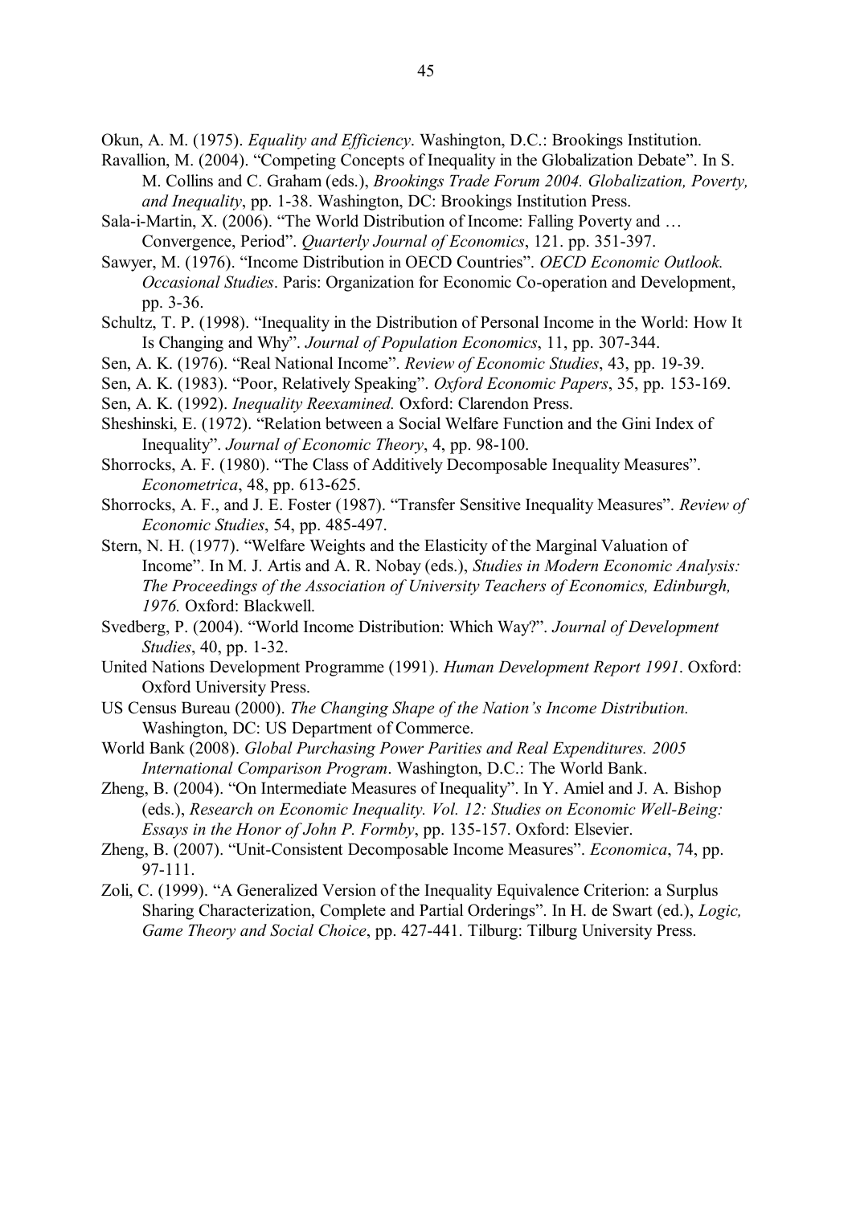Okun, A. M. (1975). *Equality and Efficiency*. Washington, D.C.: Brookings Institution.

Ravallion, M. (2004). "Competing Concepts of Inequality in the Globalization Debate". In S. M. Collins and C. Graham (eds.), *Brookings Trade Forum 2004. Globalization, Poverty, and Inequality*, pp. 1-38. Washington, DC: Brookings Institution Press.

Sala-i-Martin, X. (2006). "The World Distribution of Income: Falling Poverty and … Convergence, Period". *Quarterly Journal of Economics*, 121. pp. 351-397.

Sawyer, M. (1976). "Income Distribution in OECD Countries". *OECD Economic Outlook. Occasional Studies*. Paris: Organization for Economic Co-operation and Development, pp. 3-36.

Schultz, T. P. (1998). "Inequality in the Distribution of Personal Income in the World: How It Is Changing and Why". *Journal of Population Economics*, 11, pp. 307-344.

Sen, A. K. (1976). "Real National Income". *Review of Economic Studies*, 43, pp. 19-39.

Sen, A. K. (1983). "Poor, Relatively Speaking". *Oxford Economic Papers*, 35, pp. 153-169.

Sen, A. K. (1992). *Inequality Reexamined.* Oxford: Clarendon Press.

Sheshinski, E. (1972). "Relation between a Social Welfare Function and the Gini Index of Inequality". *Journal of Economic Theory*, 4, pp. 98-100.

Shorrocks, A. F. (1980). "The Class of Additively Decomposable Inequality Measures". *Econometrica*, 48, pp. 613-625.

Shorrocks, A. F., and J. E. Foster (1987). "Transfer Sensitive Inequality Measures". *Review of Economic Studies*, 54, pp. 485-497.

Stern, N. H. (1977). "Welfare Weights and the Elasticity of the Marginal Valuation of Income". In M. J. Artis and A. R. Nobay (eds.), *Studies in Modern Economic Analysis: The Proceedings of the Association of University Teachers of Economics, Edinburgh, 1976.* Oxford: Blackwell.

Svedberg, P. (2004). "World Income Distribution: Which Way?". *Journal of Development Studies*, 40, pp. 1-32.

United Nations Development Programme (1991). *Human Development Report 1991*. Oxford: Oxford University Press.

US Census Bureau (2000). *The Changing Shape of the Nation's Income Distribution.* Washington, DC: US Department of Commerce.

World Bank (2008). *Global Purchasing Power Parities and Real Expenditures. 2005 International Comparison Program*. Washington, D.C.: The World Bank.

Zheng, B. (2004). "On Intermediate Measures of Inequality". In Y. Amiel and J. A. Bishop (eds.), *Research on Economic Inequality. Vol. 12: Studies on Economic Well-Being: Essays in the Honor of John P. Formby*, pp. 135-157. Oxford: Elsevier.

Zheng, B. (2007). "Unit-Consistent Decomposable Income Measures". *Economica*, 74, pp. 97-111.

Zoli, C. (1999). "A Generalized Version of the Inequality Equivalence Criterion: a Surplus Sharing Characterization, Complete and Partial Orderings". In H. de Swart (ed.), *Logic, Game Theory and Social Choice*, pp. 427-441. Tilburg: Tilburg University Press.